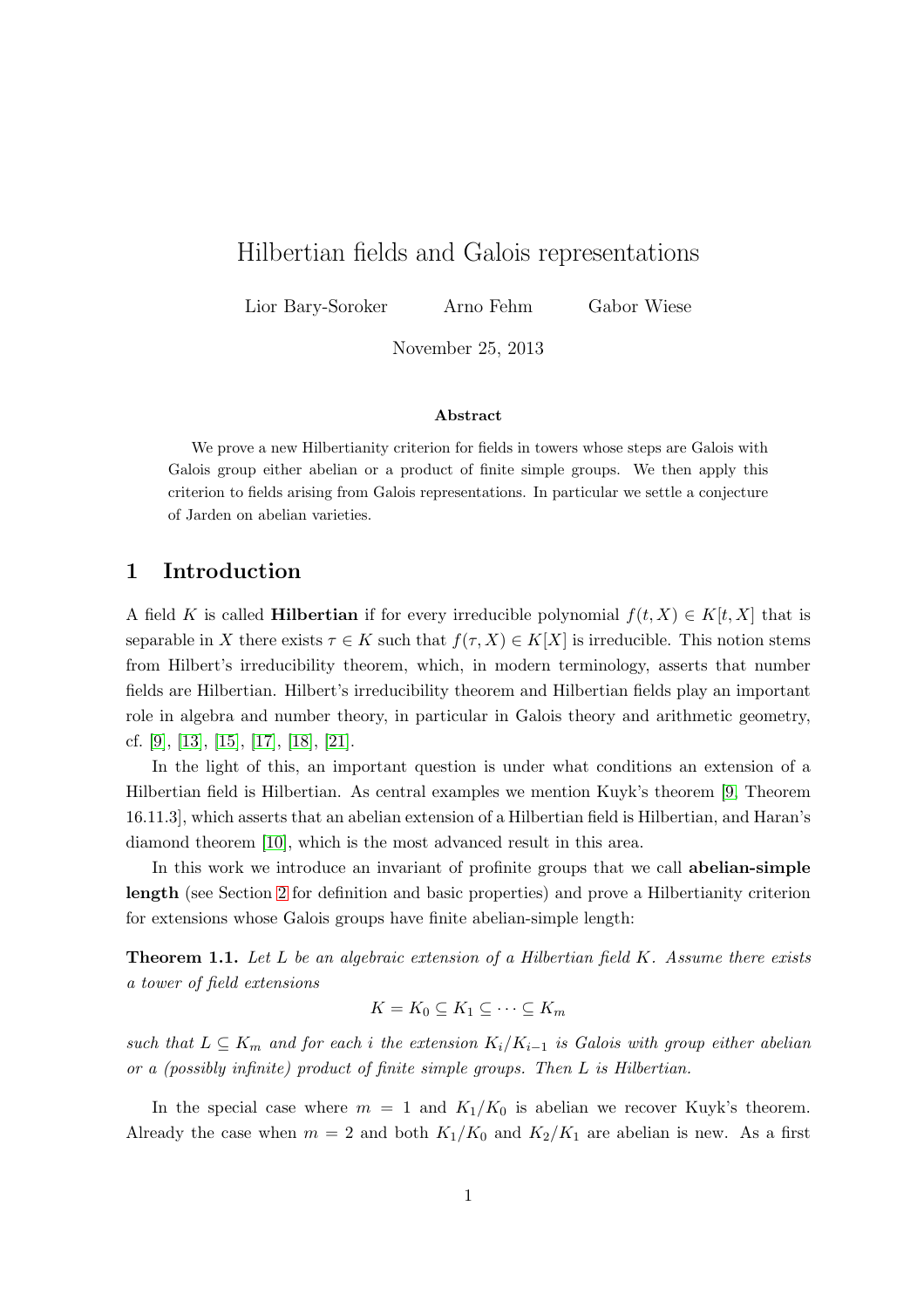# Hilbertian fields and Galois representations

Lior Bary-Soroker Arno Fehm Gabor Wiese

November 25, 2013

### Abstract

We prove a new Hilbertianity criterion for fields in towers whose steps are Galois with Galois group either abelian or a product of finite simple groups. We then apply this criterion to fields arising from Galois representations. In particular we settle a conjecture of Jarden on abelian varieties.

## 1 Introduction

A field $K$ is called **Hilbertian** if for every irreducible polynomial $f(t, X) \in K[t, X]$ that is separable in $X$ there exists $\tau \in K$ such that $f(\tau, X) \in K[X]$ is irreducible. This notion stems from Hilbert's irreducibility theorem, which, in modern terminology, asserts that number fields are Hilbertian. Hilbert's irreducibility theorem and Hilbertian fields play an important role in algebra and number theory, in particular in Galois theory and arithmetic geometry, cf. [9], [13], [15], [17], [18], [21].

In the light of this, an important question is under what conditions an extension of a Hilbertian field is Hilbertian. As central examples we mention Kuyk's theorem [9, Theorem 16.11.3], which asserts that an abelian extension of a Hilbertian field is Hilbertian, and Haran's diamond theorem [10], which is the most advanced result in this area.

In this work we introduce an invariant of profinite groups that we call **abelian-simple length** (see Section 2 for definition and basic properties) and prove a Hilbertianity criterion for extensions whose Galois groups have finite abelian-simple length:

**Theorem 1.1.** *Let $L$ be an algebraic extension of a Hilbertian field $K$. Assume there exists a tower of field extensions*

$$K = K_0 \subseteq K_1 \subseteq \cdots \subseteq K_m$$

*such that $L \subseteq K_m$ and for each $i$ the extension $K_i/K_{i-1}$ is Galois with group either abelian or a (possibly infinite) product of finite simple groups. Then $L$ is Hilbertian.*

In the special case where $m = 1$ and $K_1/K_0$ is abelian we recover Kuyk's theorem. Already the case when $m = 2$ and both $K_1/K_0$ and $K_2/K_1$ are abelian is new. As a first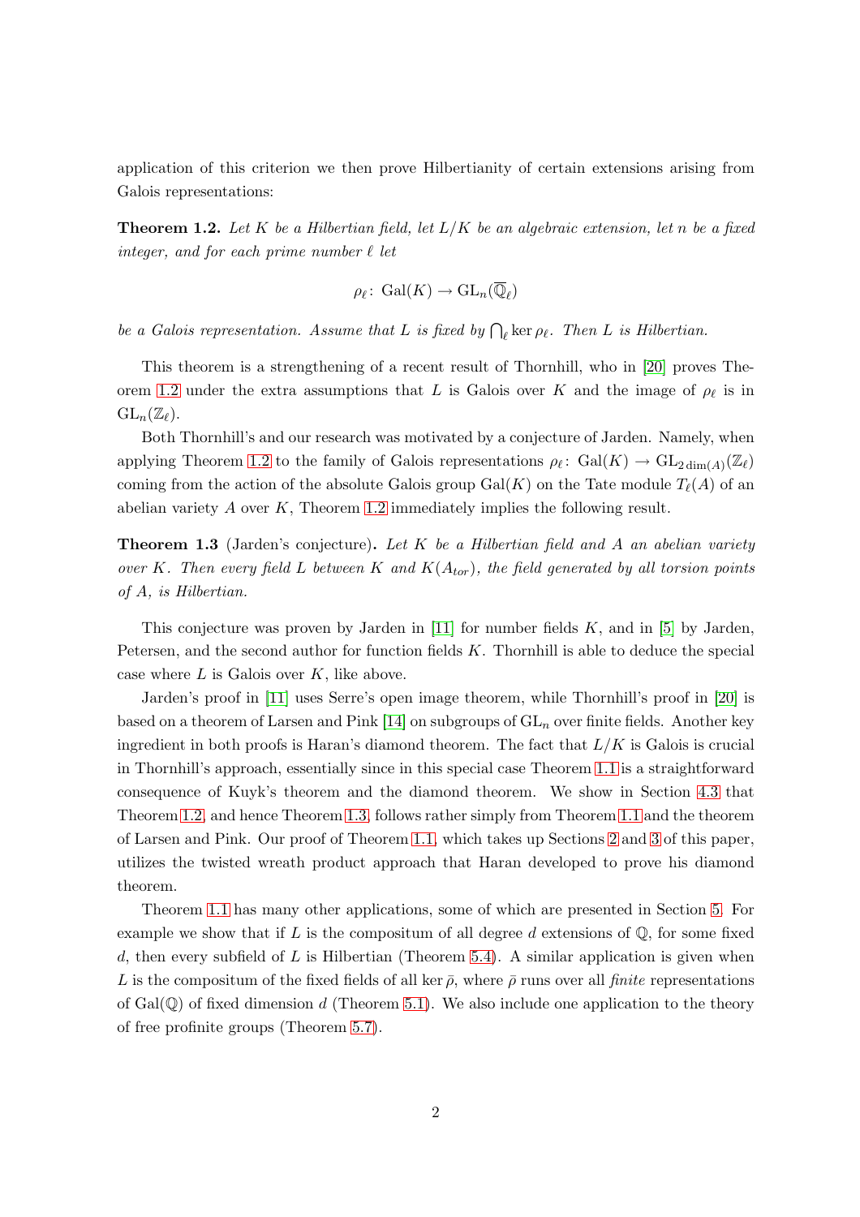application of this criterion we then prove Hilbertianity of certain extensions arising from Galois representations:

**Theorem 1.2.** *Let $K$ be a Hilbertian field, let $L/K$ be an algebraic extension, let $n$ be a fixed integer, and for each prime number $\ell$ let*

$$\rho_\ell\colon \operatorname{Gal}(K) \to \operatorname{GL}_n(\overline{\mathbb{Q}}_\ell)$$

*be a Galois representation. Assume that $L$ is fixed by $\bigcap_\ell \ker \rho_\ell$. Then $L$ is Hilbertian.*

This theorem is a strengthening of a recent result of Thornhill, who in [20] proves Theorem 1.2 under the extra assumptions that $L$ is Galois over $K$ and the image of $\rho_\ell$ is in $\operatorname{GL}_n(\mathbb{Z}_\ell)$.

Both Thornhill's and our research was motivated by a conjecture of Jarden. Namely, when applying Theorem 1.2 to the family of Galois representations $\rho_\ell\colon \operatorname{Gal}(K) \to \operatorname{GL}_{2\dim(A)}(\mathbb{Z}_\ell)$ coming from the action of the absolute Galois group $\operatorname{Gal}(K)$ on the Tate module $T_\ell(A)$ of an abelian variety $A$ over $K$, Theorem 1.2 immediately implies the following result.

**Theorem 1.3** (Jarden's conjecture)**.** *Let $K$ be a Hilbertian field and $A$ an abelian variety over $K$. Then every field $L$ between $K$ and $K(A_{tor})$, the field generated by all torsion points of $A$, is Hilbertian.*

This conjecture was proven by Jarden in [11] for number fields $K$, and in [5] by Jarden, Petersen, and the second author for function fields $K$. Thornhill is able to deduce the special case where $L$ is Galois over $K$, like above.

Jarden's proof in [11] uses Serre's open image theorem, while Thornhill's proof in [20] is based on a theorem of Larsen and Pink [14] on subgroups of $\operatorname{GL}_n$ over finite fields. Another key ingredient in both proofs is Haran's diamond theorem. The fact that $L/K$ is Galois is crucial in Thornhill's approach, essentially since in this special case Theorem 1.1 is a straightforward consequence of Kuyk's theorem and the diamond theorem. We show in Section 4.3 that Theorem 1.2, and hence Theorem 1.3, follows rather simply from Theorem 1.1 and the theorem of Larsen and Pink. Our proof of Theorem 1.1, which takes up Sections 2 and 3 of this paper, utilizes the twisted wreath product approach that Haran developed to prove his diamond theorem.

Theorem 1.1 has many other applications, some of which are presented in Section 5. For example we show that if $L$ is the compositum of all degree $d$ extensions of $\mathbb{Q}$, for some fixed $d$, then every subfield of $L$ is Hilbertian (Theorem 5.4). A similar application is given when $L$ is the compositum of the fixed fields of all $\ker \bar{\rho}$, where $\bar{\rho}$ runs over all *finite* representations of $\operatorname{Gal}(\mathbb{Q})$ of fixed dimension $d$ (Theorem 5.1). We also include one application to the theory of free profinite groups (Theorem 5.7).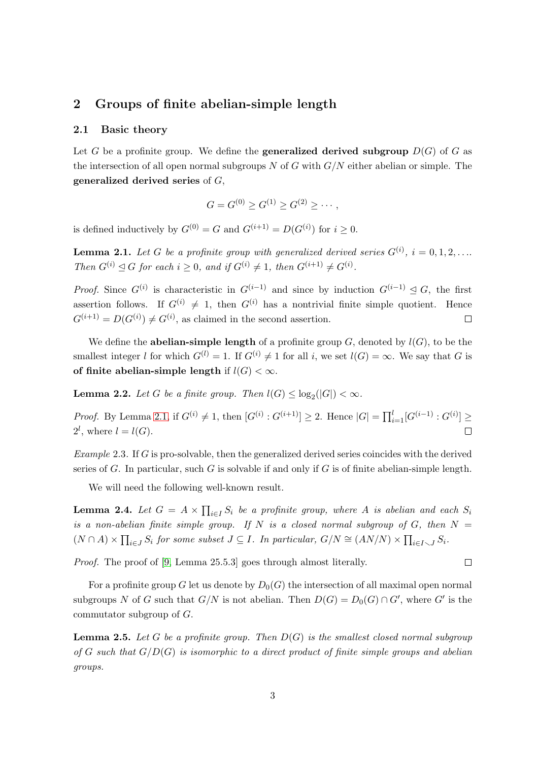## 2 Groups of finite abelian-simple length

### 2.1 Basic theory

Let $G$ be a profinite group. We define the **generalized derived subgroup** $D(G)$ of $G$ as the intersection of all open normal subgroups $N$ of $G$ with $G/N$ either abelian or simple. The **generalized derived series** of $G$,

$$G = G^{(0)} \geq G^{(1)} \geq G^{(2)} \geq \cdots ,$$

is defined inductively by $G^{(0)} = G$ and $G^{(i+1)} = D(G^{(i)})$ for $i \geq 0$.

**Lemma 2.1.** *Let $G$ be a profinite group with generalized derived series $G^{(i)}$, $i = 0, 1, 2, \ldots$. Then $G^{(i)} \trianglelefteq G$ for each $i \geq 0$, and if $G^{(i)} \neq 1$, then $G^{(i+1)} \neq G^{(i)}$.*

*Proof.* Since $G^{(i)}$ is characteristic in $G^{(i-1)}$ and since by induction $G^{(i-1)} \trianglelefteq G$, the first assertion follows. If $G^{(i)} \neq 1$, then $G^{(i)}$ has a nontrivial finite simple quotient. Hence $G^{(i+1)} = D(G^{(i)}) \neq G^{(i)}$, as claimed in the second assertion. $\square$

We define the **abelian-simple length** of a profinite group $G$, denoted by $l(G)$, to be the smallest integer $l$ for which $G^{(l)} = 1$. If $G^{(i)} \neq 1$ for all $i$, we set $l(G) = \infty$. We say that $G$ is **of finite abelian-simple length** if $l(G) < \infty$.

**Lemma 2.2.** *Let $G$ be a finite group. Then $l(G) \leq \log_2(|G|) < \infty$.*

*Proof.* By Lemma 2.1, if $G^{(i)} \neq 1$, then $[G^{(i)} : G^{(i+1)}] \geq 2$. Hence $|G| = \prod_{i=1}^{l} [G^{(i-1)} : G^{(i)}] \geq 2^l$, where $l = l(G)$. $\square$

*Example* 2.3. If $G$ is pro-solvable, then the generalized derived series coincides with the derived series of $G$. In particular, such $G$ is solvable if and only if $G$ is of finite abelian-simple length.

We will need the following well-known result.

**Lemma 2.4.** *Let $G = A \times \prod_{i \in I} S_i$ be a profinite group, where $A$ is abelian and each $S_i$ is a non-abelian finite simple group. If $N$ is a closed normal subgroup of $G$, then $N = (N \cap A) \times \prod_{i \in J} S_i$ for some subset $J \subseteq I$. In particular, $G/N \cong (AN/N) \times \prod_{i \in I \smallsetminus J} S_i$.*

*Proof.* The proof of [9, Lemma 25.5.3] goes through almost literally. $\square$

For a profinite group $G$ let us denote by $D_0(G)$ the intersection of all maximal open normal subgroups $N$ of $G$ such that $G/N$ is not abelian. Then $D(G) = D_0(G) \cap G'$, where $G'$ is the commutator subgroup of $G$.

**Lemma 2.5.** *Let $G$ be a profinite group. Then $D(G)$ is the smallest closed normal subgroup of $G$ such that $G/D(G)$ is isomorphic to a direct product of finite simple groups and abelian groups.*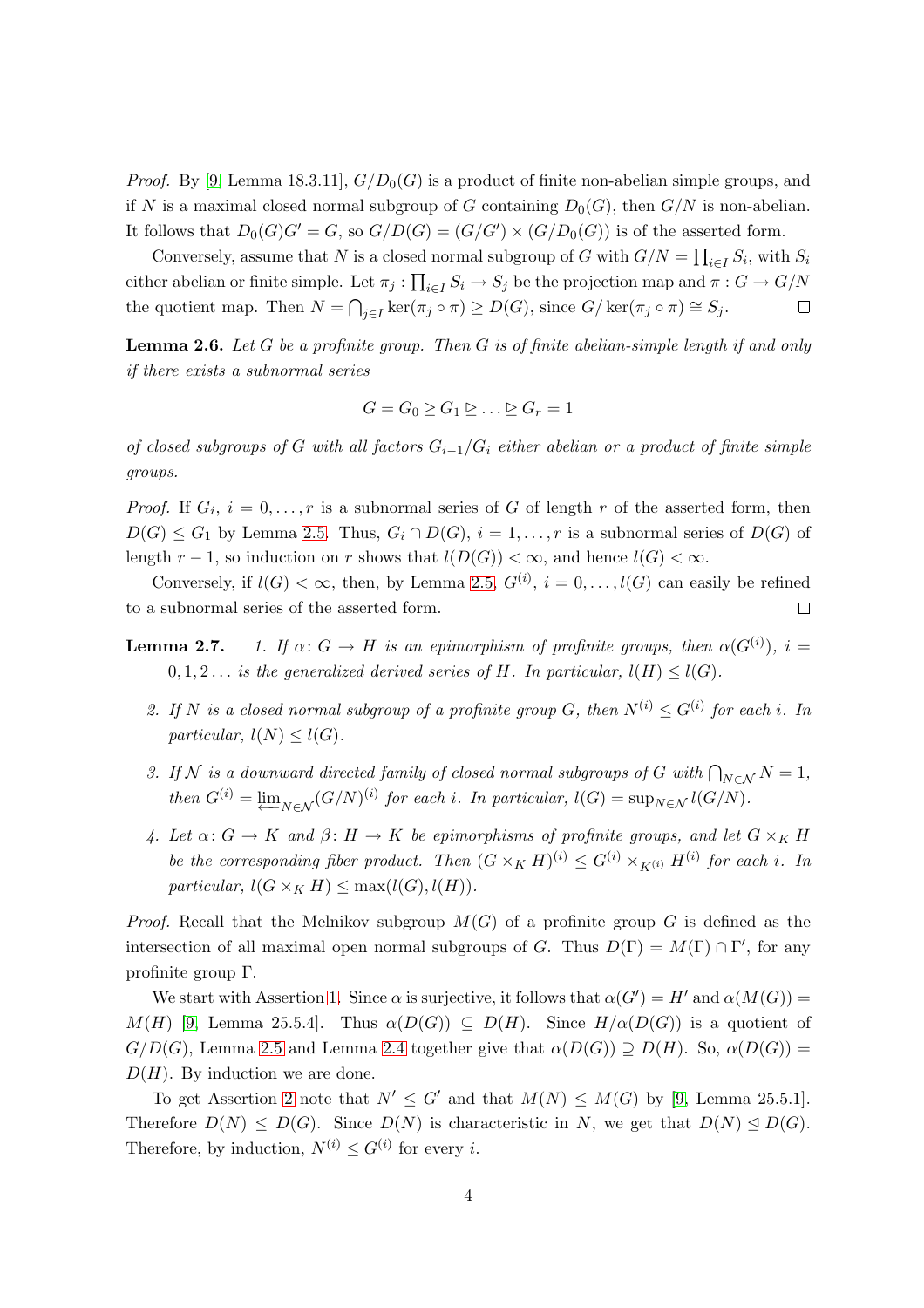*Proof.* By [9, Lemma 18.3.11], $G/D_0(G)$ is a product of finite non-abelian simple groups, and if $N$ is a maximal closed normal subgroup of $G$ containing $D_0(G)$, then $G/N$ is non-abelian. It follows that $D_0(G)G' = G$, so $G/D(G) = (G/G') \times (G/D_0(G))$ is of the asserted form.

Conversely, assume that $N$ is a closed normal subgroup of $G$ with $G/N = \prod_{i\in I} S_i$, with $S_i$ either abelian or finite simple. Let $\pi_j : \prod_{i\in I} S_i \to S_j$ be the projection map and $\pi : G \to G/N$ the quotient map. Then $N = \bigcap_{j\in I} \ker(\pi_j \circ \pi) \geq D(G)$, since $G/\ker(\pi_j \circ \pi) \cong S_j$. $\square$

**Lemma 2.6.** *Let $G$ be a profinite group. Then $G$ is of finite abelian-simple length if and only if there exists a subnormal series*

$$G = G_0 \trianglerighteq G_1 \trianglerighteq \ldots \trianglerighteq G_r = 1$$

*of closed subgroups of $G$ with all factors $G_{i-1}/G_i$ either abelian or a product of finite simple groups.*

*Proof.* If $G_i$, $i = 0, \ldots, r$ is a subnormal series of $G$ of length $r$ of the asserted form, then $D(G) \leq G_1$ by Lemma 2.5. Thus, $G_i \cap D(G)$, $i = 1, \ldots, r$ is a subnormal series of $D(G)$ of length $r - 1$, so induction on $r$ shows that $l(D(G)) < \infty$, and hence $l(G) < \infty$.

Conversely, if $l(G) < \infty$, then, by Lemma 2.5, $G^{(i)}$, $i = 0, \ldots, l(G)$ can easily be refined to a subnormal series of the asserted form. $\square$

**Lemma 2.7.**

1. *If $\alpha\colon G \to H$ is an epimorphism of profinite groups, then $\alpha(G^{(i)})$, $i = 0, 1, 2 \ldots$ is the generalized derived series of $H$. In particular, $l(H) \leq l(G)$.*
2. *If $N$ is a closed normal subgroup of a profinite group $G$, then $N^{(i)} \leq G^{(i)}$ for each $i$. In particular, $l(N) \leq l(G)$.*
3. *If $\mathcal{N}$ is a downward directed family of closed normal subgroups of $G$ with $\bigcap_{N\in\mathcal{N}} N = 1$, then $G^{(i)} = \varprojlim_{N\in\mathcal{N}} (G/N)^{(i)}$ for each $i$. In particular, $l(G) = \sup_{N\in\mathcal{N}} l(G/N)$.*
4. *Let $\alpha\colon G \to K$ and $\beta\colon H \to K$ be epimorphisms of profinite groups, and let $G \times_K H$ be the corresponding fiber product. Then $(G \times_K H)^{(i)} \leq G^{(i)} \times_{K^{(i)}} H^{(i)}$ for each $i$. In particular, $l(G \times_K H) \leq \max(l(G), l(H))$.*

*Proof.* Recall that the Melnikov subgroup $M(G)$ of a profinite group $G$ is defined as the intersection of all maximal open normal subgroups of $G$. Thus $D(\Gamma) = M(\Gamma) \cap \Gamma'$, for any profinite group $\Gamma$.

We start with Assertion 1. Since $\alpha$ is surjective, it follows that $\alpha(G') = H'$ and $\alpha(M(G)) = M(H)$ [9, Lemma 25.5.4]. Thus $\alpha(D(G)) \subseteq D(H)$. Since $H/\alpha(D(G))$ is a quotient of $G/D(G)$, Lemma 2.5 and Lemma 2.4 together give that $\alpha(D(G)) \supseteq D(H)$. So, $\alpha(D(G)) = D(H)$. By induction we are done.

To get Assertion 2 note that $N' \leq G'$ and that $M(N) \leq M(G)$ by [9, Lemma 25.5.1]. Therefore $D(N) \leq D(G)$. Since $D(N)$ is characteristic in $N$, we get that $D(N) \trianglelefteq D(G)$. Therefore, by induction, $N^{(i)} \leq G^{(i)}$ for every $i$.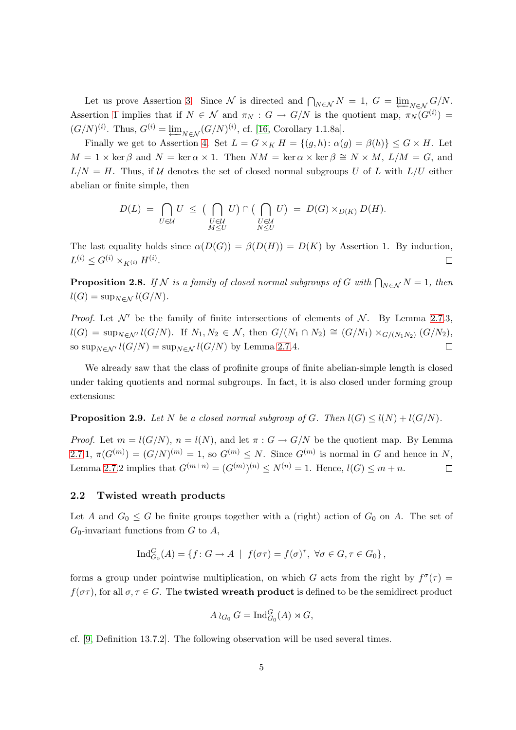Let us prove Assertion 3. Since $\mathcal{N}$ is directed and $\bigcap_{N\in\mathcal{N}} N = 1$, $G = \varprojlim_{N\in\mathcal{N}} G/N$. Assertion 1 implies that if $N \in \mathcal{N}$ and $\pi_N : G \to G/N$ is the quotient map, $\pi_N(G^{(i)}) = (G/N)^{(i)}$. Thus, $G^{(i)} = \varprojlim_{N\in\mathcal{N}} (G/N)^{(i)}$, cf. [16, Corollary 1.1.8a].

Finally we get to Assertion 4. Set $L = G \times_K H = \{(g, h) \colon \alpha(g) = \beta(h)\} \leq G \times H$. Let $M = 1 \times \ker\beta$ and $N = \ker\alpha \times 1$. Then $NM = \ker\alpha \times \ker\beta \cong N \times M$, $L/M = G$, and $L/N = H$. Thus, if $\mathcal{U}$ denotes the set of closed normal subgroups $U$ of $L$ with $L/U$ either abelian or finite simple, then

$$D(L) \;=\; \bigcap_{U\in\mathcal{U}} U \;\leq\; \Big(\bigcap_{\substack{U\in\mathcal{U}\\ M\leq U}} U\Big) \cap \Big(\bigcap_{\substack{U\in\mathcal{U}\\ N\leq U}} U\Big) \;=\; D(G)\times_{D(K)} D(H).$$

The last equality holds since $\alpha(D(G)) = \beta(D(H)) = D(K)$ by Assertion 1. By induction, $L^{(i)} \leq G^{(i)} \times_{K^{(i)}} H^{(i)}$. $\square$

**Proposition 2.8.** *If $\mathcal{N}$ is a family of closed normal subgroups of $G$ with $\bigcap_{N\in\mathcal{N}} N = 1$, then $l(G) = \sup_{N\in\mathcal{N}} l(G/N)$.*

*Proof.* Let $\mathcal{N}'$ be the family of finite intersections of elements of $\mathcal{N}$. By Lemma 2.7.3, $l(G) = \sup_{N\in\mathcal{N}'} l(G/N)$. If $N_1, N_2 \in \mathcal{N}$, then $G/(N_1\cap N_2) \cong (G/N_1)\times_{G/(N_1N_2)} (G/N_2)$, so $\sup_{N\in\mathcal{N}'} l(G/N) = \sup_{N\in\mathcal{N}} l(G/N)$ by Lemma 2.7.4. $\square$

We already saw that the class of profinite groups of finite abelian-simple length is closed under taking quotients and normal subgroups. In fact, it is also closed under forming group extensions:

**Proposition 2.9.** *Let $N$ be a closed normal subgroup of $G$. Then $l(G) \leq l(N) + l(G/N)$.*

*Proof.* Let $m = l(G/N)$, $n = l(N)$, and let $\pi : G \to G/N$ be the quotient map. By Lemma 2.7.1, $\pi(G^{(m)}) = (G/N)^{(m)} = 1$, so $G^{(m)} \leq N$. Since $G^{(m)}$ is normal in $G$ and hence in $N$, Lemma 2.7.2 implies that $G^{(m+n)} = (G^{(m)})^{(n)} \leq N^{(n)} = 1$. Hence, $l(G) \leq m + n$. $\square$

### 2.2 Twisted wreath products

Let $A$ and $G_0 \leq G$ be finite groups together with a (right) action of $G_0$ on $A$. The set of $G_0$-invariant functions from $G$ to $A$,

$$\mathrm{Ind}_{G_0}^G(A) = \{f \colon G \to A \;\mid\; f(\sigma\tau) = f(\sigma)^\tau,\ \forall \sigma\in G, \tau\in G_0\},$$

forms a group under pointwise multiplication, on which $G$ acts from the right by $f^\sigma(\tau) = f(\sigma\tau)$, for all $\sigma, \tau \in G$. The **twisted wreath product** is defined to be the semidirect product

$$A \wr_{G_0} G = \mathrm{Ind}_{G_0}^G(A) \rtimes G,$$

cf. [9, Definition 13.7.2]. The following observation will be used several times.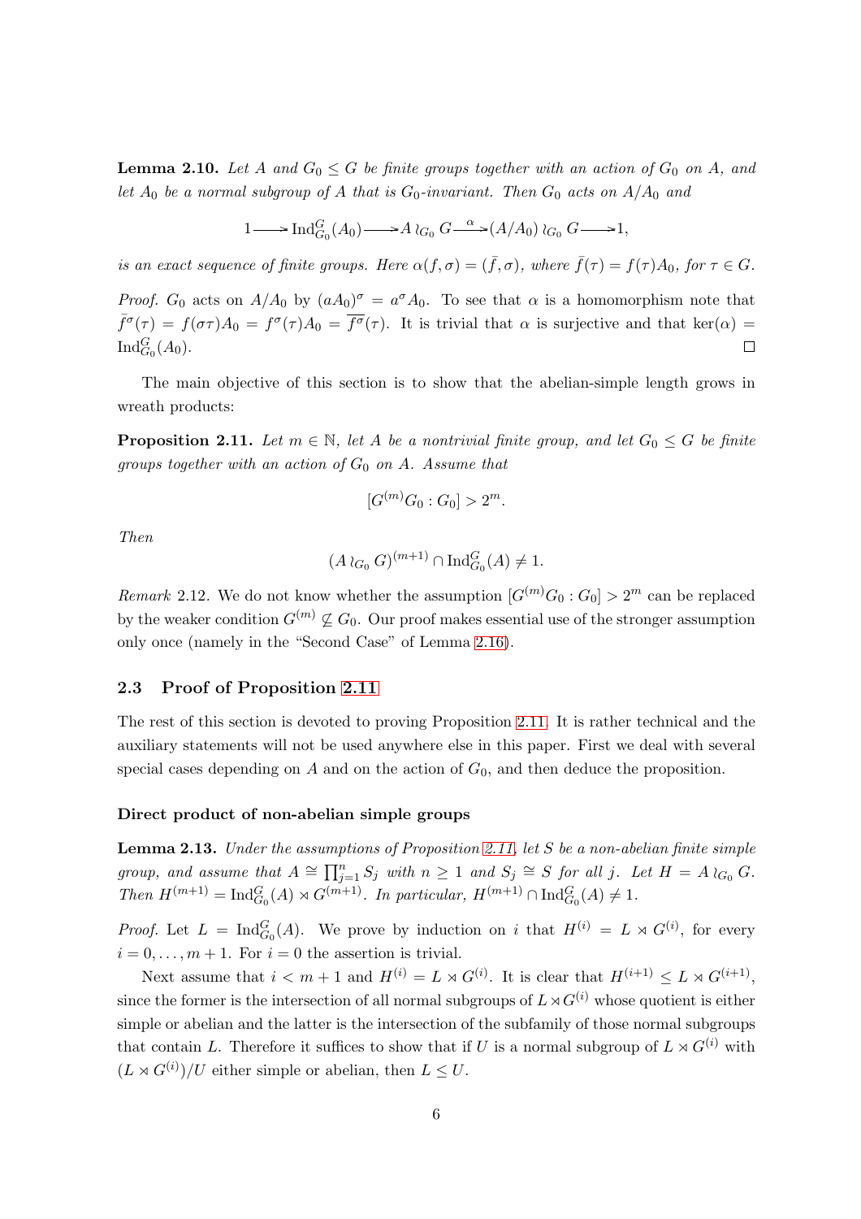**Lemma 2.10.** *Let $A$ and $G_0 \leq G$ be finite groups together with an action of $G_0$ on $A$, and let $A_0$ be a normal subgroup of $A$ that is $G_0$-invariant. Then $G_0$ acts on $A/A_0$ and*

$$1 \longrightarrow \mathrm{Ind}_{G_0}^{G}(A_0) \longrightarrow A \wr_{G_0} G \xrightarrow{\ \alpha\ } (A/A_0) \wr_{G_0} G \longrightarrow 1,$$

*is an exact sequence of finite groups. Here $\alpha(f,\sigma) = (\bar{f},\sigma)$, where $\bar{f}(\tau) = f(\tau)A_0$, for $\tau \in G$.*

*Proof.* $G_0$ acts on $A/A_0$ by $(aA_0)^\sigma = a^\sigma A_0$. To see that $\alpha$ is a homomorphism note that $\bar{f}^\sigma(\tau) = f(\sigma\tau)A_0 = f^\sigma(\tau)A_0 = \overline{f^\sigma}(\tau)$. It is trivial that $\alpha$ is surjective and that $\ker(\alpha) = \mathrm{Ind}_{G_0}^{G}(A_0)$. $\square$

The main objective of this section is to show that the abelian-simple length grows in wreath products:

**Proposition 2.11.** *Let $m \in \mathbb{N}$, let $A$ be a nontrivial finite group, and let $G_0 \leq G$ be finite groups together with an action of $G_0$ on $A$. Assume that*

$$[G^{(m)}G_0 : G_0] > 2^m.$$

*Then*

$$(A \wr_{G_0} G)^{(m+1)} \cap \mathrm{Ind}_{G_0}^{G}(A) \neq 1.$$

*Remark* 2.12. We do not know whether the assumption $[G^{(m)}G_0 : G_0] > 2^m$ can be replaced by the weaker condition $G^{(m)} \not\subseteq G_0$. Our proof makes essential use of the stronger assumption only once (namely in the "Second Case" of Lemma 2.16).

## 2.3 Proof of Proposition 2.11

The rest of this section is devoted to proving Proposition 2.11. It is rather technical and the auxiliary statements will not be used anywhere else in this paper. First we deal with several special cases depending on $A$ and on the action of $G_0$, and then deduce the proposition.

#### Direct product of non-abelian simple groups

**Lemma 2.13.** *Under the assumptions of Proposition 2.11, let $S$ be a non-abelian finite simple group, and assume that $A \cong \prod_{j=1}^{n} S_j$ with $n \geq 1$ and $S_j \cong S$ for all $j$. Let $H = A \wr_{G_0} G$. Then $H^{(m+1)} = \mathrm{Ind}_{G_0}^{G}(A) \rtimes G^{(m+1)}$. In particular, $H^{(m+1)} \cap \mathrm{Ind}_{G_0}^{G}(A) \neq 1$.*

*Proof.* Let $L = \mathrm{Ind}_{G_0}^{G}(A)$. We prove by induction on $i$ that $H^{(i)} = L \rtimes G^{(i)}$, for every $i = 0, \ldots, m+1$. For $i = 0$ the assertion is trivial.

Next assume that $i < m+1$ and $H^{(i)} = L \rtimes G^{(i)}$. It is clear that $H^{(i+1)} \leq L \rtimes G^{(i+1)}$, since the former is the intersection of all normal subgroups of $L \rtimes G^{(i)}$ whose quotient is either simple or abelian and the latter is the intersection of the subfamily of those normal subgroups that contain $L$. Therefore it suffices to show that if $U$ is a normal subgroup of $L \rtimes G^{(i)}$ with $(L \rtimes G^{(i)})/U$ either simple or abelian, then $L \leq U$.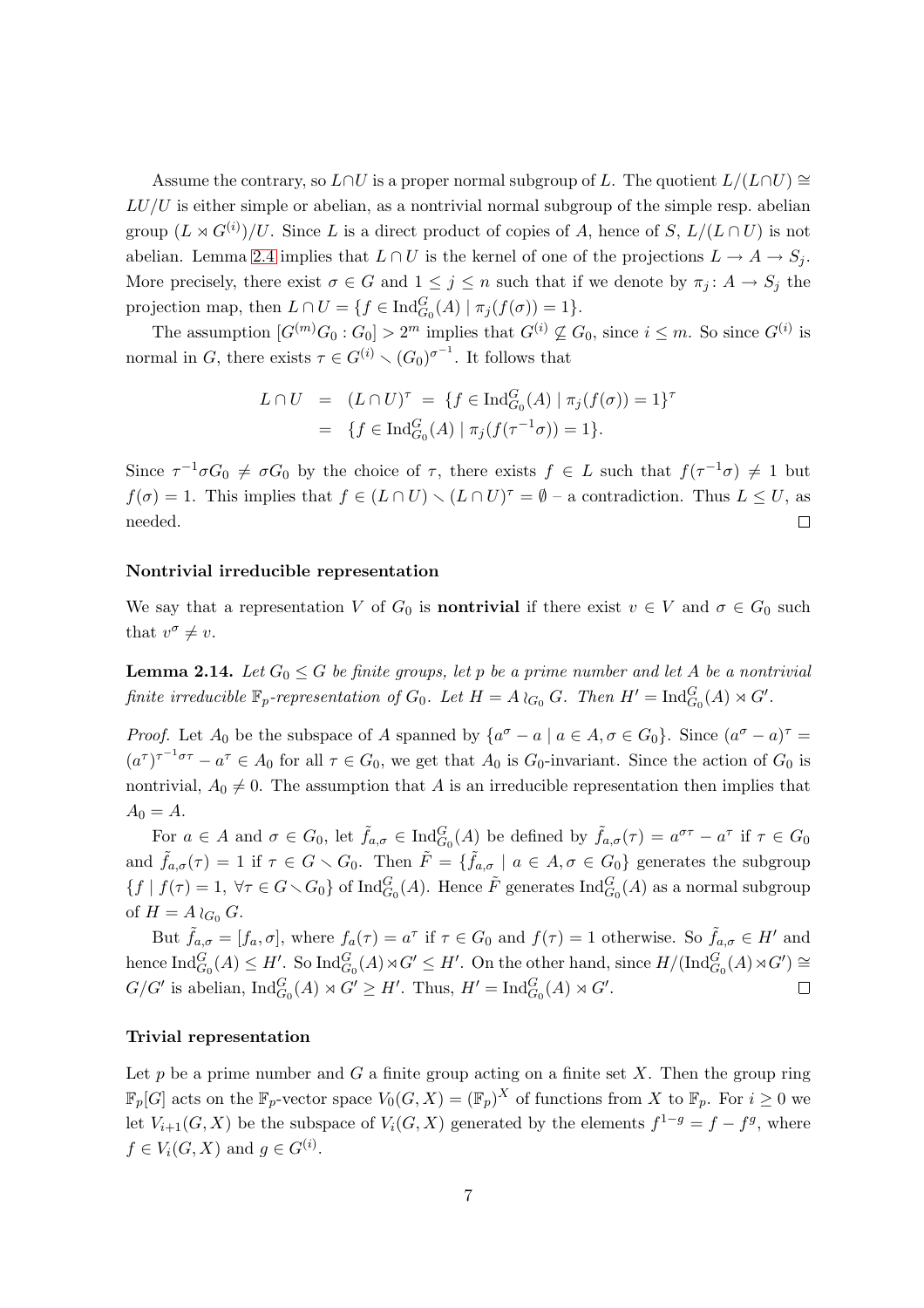Assume the contrary, so $L \cap U$ is a proper normal subgroup of $L$. The quotient $L/(L \cap U) \cong LU/U$ is either simple or abelian, as a nontrivial normal subgroup of the simple resp. abelian group $(L \rtimes G^{(i)})/U$. Since $L$ is a direct product of copies of $A$, hence of $S$, $L/(L \cap U)$ is not abelian. Lemma 2.4 implies that $L \cap U$ is the kernel of one of the projections $L \to A \to S_j$. More precisely, there exist $\sigma \in G$ and $1 \le j \le n$ such that if we denote by $\pi_j \colon A \to S_j$ the projection map, then $L \cap U = \{f \in \mathrm{Ind}_{G_0}^G(A) \mid \pi_j(f(\sigma)) = 1\}$.

The assumption $[G^{(m)}G_0 : G_0] > 2^m$ implies that $G^{(i)} \not\subseteq G_0$, since $i \le m$. So since $G^{(i)}$ is normal in $G$, there exists $\tau \in G^{(i)} \smallsetminus (G_0)^{\sigma^{-1}}$. It follows that

$$
\begin{aligned}
L \cap U &= (L \cap U)^\tau = \{f \in \mathrm{Ind}_{G_0}^G(A) \mid \pi_j(f(\sigma)) = 1\}^\tau \\
&= \{f \in \mathrm{Ind}_{G_0}^G(A) \mid \pi_j(f(\tau^{-1}\sigma)) = 1\}.
\end{aligned}
$$

Since $\tau^{-1}\sigma G_0 \neq \sigma G_0$ by the choice of $\tau$, there exists $f \in L$ such that $f(\tau^{-1}\sigma) \neq 1$ but $f(\sigma) = 1$. This implies that $f \in (L \cap U) \smallsetminus (L \cap U)^\tau = \emptyset$ – a contradiction. Thus $L \le U$, as needed. $\square$

#### Nontrivial irreducible representation

We say that a representation $V$ of $G_0$ is **nontrivial** if there exist $v \in V$ and $\sigma \in G_0$ such that $v^\sigma \neq v$.

**Lemma 2.14.** *Let $G_0 \le G$ be finite groups, let $p$ be a prime number and let $A$ be a nontrivial finite irreducible $\mathbb{F}_p$-representation of $G_0$. Let $H = A \wr_{G_0} G$. Then $H' = \mathrm{Ind}_{G_0}^G(A) \rtimes G'$.*

*Proof.* Let $A_0$ be the subspace of $A$ spanned by $\{a^\sigma - a \mid a \in A, \sigma \in G_0\}$. Since $(a^\sigma - a)^\tau = (a^\tau)^{\tau^{-1}\sigma\tau} - a^\tau \in A_0$ for all $\tau \in G_0$, we get that $A_0$ is $G_0$-invariant. Since the action of $G_0$ is nontrivial, $A_0 \neq 0$. The assumption that $A$ is an irreducible representation then implies that $A_0 = A$.

For $a \in A$ and $\sigma \in G_0$, let $\tilde{f}_{a,\sigma} \in \mathrm{Ind}_{G_0}^G(A)$ be defined by $\tilde{f}_{a,\sigma}(\tau) = a^{\sigma\tau} - a^\tau$ if $\tau \in G_0$ and $\tilde{f}_{a,\sigma}(\tau) = 1$ if $\tau \in G \smallsetminus G_0$. Then $\tilde{F} = \{\tilde{f}_{a,\sigma} \mid a \in A, \sigma \in G_0\}$ generates the subgroup $\{f \mid f(\tau) = 1, \ \forall \tau \in G \smallsetminus G_0\}$ of $\mathrm{Ind}_{G_0}^G(A)$. Hence $\tilde{F}$ generates $\mathrm{Ind}_{G_0}^G(A)$ as a normal subgroup of $H = A \wr_{G_0} G$.

But $\tilde{f}_{a,\sigma} = [f_a, \sigma]$, where $f_a(\tau) = a^\tau$ if $\tau \in G_0$ and $f(\tau) = 1$ otherwise. So $\tilde{f}_{a,\sigma} \in H'$ and hence $\mathrm{Ind}_{G_0}^G(A) \le H'$. So $\mathrm{Ind}_{G_0}^G(A) \rtimes G' \le H'$. On the other hand, since $H/(\mathrm{Ind}_{G_0}^G(A) \rtimes G') \cong G/G'$ is abelian, $\mathrm{Ind}_{G_0}^G(A) \rtimes G' \ge H'$. Thus, $H' = \mathrm{Ind}_{G_0}^G(A) \rtimes G'$. $\square$

#### Trivial representation

Let $p$ be a prime number and $G$ a finite group acting on a finite set $X$. Then the group ring $\mathbb{F}_p[G]$ acts on the $\mathbb{F}_p$-vector space $V_0(G, X) = (\mathbb{F}_p)^X$ of functions from $X$ to $\mathbb{F}_p$. For $i \ge 0$ we let $V_{i+1}(G, X)$ be the subspace of $V_i(G, X)$ generated by the elements $f^{1-g} = f - f^g$, where $f \in V_i(G, X)$ and $g \in G^{(i)}$.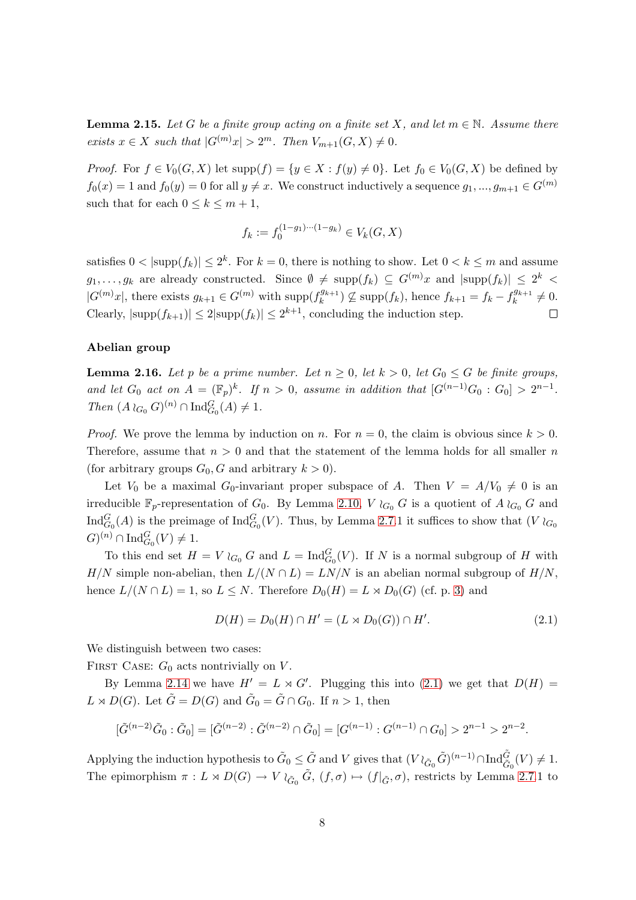**Lemma 2.15.** *Let $G$ be a finite group acting on a finite set $X$, and let $m \in \mathbb{N}$. Assume there exists $x \in X$ such that $|G^{(m)}x| > 2^m$. Then $V_{m+1}(G, X) \neq 0$.*

*Proof.* For $f \in V_0(G, X)$ let $\mathrm{supp}(f) = \{y \in X : f(y) \neq 0\}$. Let $f_0 \in V_0(G, X)$ be defined by $f_0(x) = 1$ and $f_0(y) = 0$ for all $y \neq x$. We construct inductively a sequence $g_1, ..., g_{m+1} \in G^{(m)}$ such that for each $0 \leq k \leq m+1$,

$$f_k := f_0^{(1-g_1)\cdots(1-g_k)} \in V_k(G, X)$$

satisfies $0 < |\mathrm{supp}(f_k)| \leq 2^k$. For $k = 0$, there is nothing to show. Let $0 < k \leq m$ and assume $g_1, \ldots, g_k$ are already constructed. Since $\emptyset \neq \mathrm{supp}(f_k) \subseteq G^{(m)}x$ and $|\mathrm{supp}(f_k)| \leq 2^k < |G^{(m)}x|$, there exists $g_{k+1} \in G^{(m)}$ with $\mathrm{supp}(f_k^{g_{k+1}}) \not\subseteq \mathrm{supp}(f_k)$, hence $f_{k+1} = f_k - f_k^{g_{k+1}} \neq 0$. Clearly, $|\mathrm{supp}(f_{k+1})| \leq 2|\mathrm{supp}(f_k)| \leq 2^{k+1}$, concluding the induction step. $\square$

### Abelian group

**Lemma 2.16.** *Let $p$ be a prime number. Let $n \geq 0$, let $k > 0$, let $G_0 \leq G$ be finite groups, and let $G_0$ act on $A = (\mathbb{F}_p)^k$. If $n > 0$, assume in addition that $[G^{(n-1)}G_0 : G_0] > 2^{n-1}$. Then $(A \wr_{G_0} G)^{(n)} \cap \mathrm{Ind}_{G_0}^G(A) \neq 1$.*

*Proof.* We prove the lemma by induction on $n$. For $n = 0$, the claim is obvious since $k > 0$. Therefore, assume that $n > 0$ and that the statement of the lemma holds for all smaller $n$ (for arbitrary groups $G_0, G$ and arbitrary $k > 0$).

Let $V_0$ be a maximal $G_0$-invariant proper subspace of $A$. Then $V = A/V_0 \neq 0$ is an irreducible $\mathbb{F}_p$-representation of $G_0$. By Lemma 2.10, $V \wr_{G_0} G$ is a quotient of $A \wr_{G_0} G$ and $\mathrm{Ind}_{G_0}^G(A)$ is the preimage of $\mathrm{Ind}_{G_0}^G(V)$. Thus, by Lemma 2.7.1 it suffices to show that $(V \wr_{G_0} G)^{(n)} \cap \mathrm{Ind}_{G_0}^G(V) \neq 1$.

To this end set $H = V \wr_{G_0} G$ and $L = \mathrm{Ind}_{G_0}^G(V)$. If $N$ is a normal subgroup of $H$ with $H/N$ simple non-abelian, then $L/(N \cap L) = LN/N$ is an abelian normal subgroup of $H/N$, hence $L/(N \cap L) = 1$, so $L \leq N$. Therefore $D_0(H) = L \rtimes D_0(G)$ (cf. p. 3) and

$$D(H) = D_0(H) \cap H' = (L \rtimes D_0(G)) \cap H'. \tag{2.1}$$

We distinguish between two cases:

First Case: $G_0$ acts nontrivially on $V$.

By Lemma 2.14 we have $H' = L \rtimes G'$. Plugging this into (2.1) we get that $D(H) = L \rtimes D(G)$. Let $\tilde{G} = D(G)$ and $\tilde{G}_0 = \tilde{G} \cap G_0$. If $n > 1$, then

$$[\tilde{G}^{(n-2)}\tilde{G}_0 : \tilde{G}_0] = [\tilde{G}^{(n-2)} : \tilde{G}^{(n-2)} \cap \tilde{G}_0] = [G^{(n-1)} : G^{(n-1)} \cap G_0] > 2^{n-1} > 2^{n-2}.$$

Applying the induction hypothesis to $\tilde{G}_0 \leq \tilde{G}$ and $V$ gives that $(V \wr_{\tilde{G}_0} \tilde{G})^{(n-1)} \cap \mathrm{Ind}_{\tilde{G}_0}^{\tilde{G}}(V) \neq 1$. The epimorphism $\pi : L \rtimes D(G) \to V \wr_{\tilde{G}_0} \tilde{G}$, $(f, \sigma) \mapsto (f|_{\tilde{G}}, \sigma)$, restricts by Lemma 2.7.1 to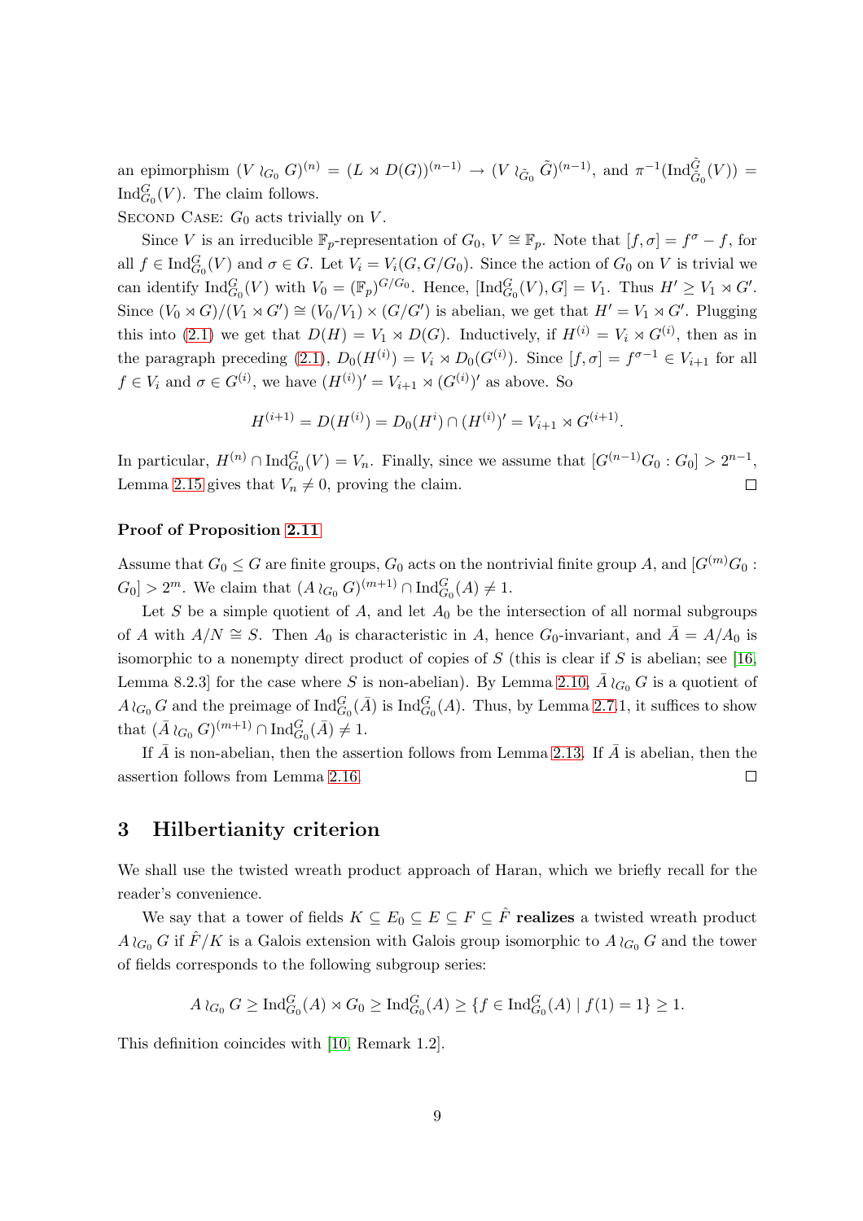an epimorphism $(V \wr_{G_0} G)^{(n)} = (L \rtimes D(G))^{(n-1)} \to (V \wr_{\tilde{G}_0} \tilde{G})^{(n-1)}$, and $\pi^{-1}(\mathrm{Ind}_{\tilde{G}_0}^{\tilde{G}}(V)) = \mathrm{Ind}_{G_0}^{G}(V)$. The claim follows.

Second Case: $G_0$ acts trivially on $V$.

Since $V$ is an irreducible $\mathbb{F}_p$-representation of $G_0$, $V \cong \mathbb{F}_p$. Note that $[f, \sigma] = f^\sigma - f$, for all $f \in \mathrm{Ind}_{G_0}^{G}(V)$ and $\sigma \in G$. Let $V_i = V_i(G, G/G_0)$. Since the action of $G_0$ on $V$ is trivial we can identify $\mathrm{Ind}_{G_0}^{G}(V)$ with $V_0 = (\mathbb{F}_p)^{G/G_0}$. Hence, $[\mathrm{Ind}_{G_0}^{G}(V), G] = V_1$. Thus $H' \geq V_1 \rtimes G'$. Since $(V_0 \rtimes G)/(V_1 \rtimes G') \cong (V_0/V_1) \times (G/G')$ is abelian, we get that $H' = V_1 \rtimes G'$. Plugging this into (2.1) we get that $D(H) = V_1 \rtimes D(G)$. Inductively, if $H^{(i)} = V_i \rtimes G^{(i)}$, then as in the paragraph preceding (2.1), $D_0(H^{(i)}) = V_i \rtimes D_0(G^{(i)})$. Since $[f, \sigma] = f^{\sigma - 1} \in V_{i+1}$ for all $f \in V_i$ and $\sigma \in G^{(i)}$, we have $(H^{(i)})' = V_{i+1} \rtimes (G^{(i)})'$ as above. So

$$H^{(i+1)} = D(H^{(i)}) = D_0(H^i) \cap (H^{(i)})' = V_{i+1} \rtimes G^{(i+1)}.$$

In particular, $H^{(n)} \cap \mathrm{Ind}_{G_0}^{G}(V) = V_n$. Finally, since we assume that $[G^{(n-1)}G_0 : G_0] > 2^{n-1}$, Lemma 2.15 gives that $V_n \neq 0$, proving the claim. $\square$

### Proof of Proposition 2.11

Assume that $G_0 \leq G$ are finite groups, $G_0$ acts on the nontrivial finite group $A$, and $[G^{(m)}G_0 : G_0] > 2^m$. We claim that $(A \wr_{G_0} G)^{(m+1)} \cap \mathrm{Ind}_{G_0}^{G}(A) \neq 1$.

Let $S$ be a simple quotient of $A$, and let $A_0$ be the intersection of all normal subgroups of $A$ with $A/N \cong S$. Then $A_0$ is characteristic in $A$, hence $G_0$-invariant, and $\bar{A} = A/A_0$ is isomorphic to a nonempty direct product of copies of $S$ (this is clear if $S$ is abelian; see [16, Lemma 8.2.3] for the case where $S$ is non-abelian). By Lemma 2.10, $\bar{A} \wr_{G_0} G$ is a quotient of $A \wr_{G_0} G$ and the preimage of $\mathrm{Ind}_{G_0}^{G}(\bar{A})$ is $\mathrm{Ind}_{G_0}^{G}(A)$. Thus, by Lemma 2.7.1, it suffices to show that $(\bar{A} \wr_{G_0} G)^{(m+1)} \cap \mathrm{Ind}_{G_0}^{G}(\bar{A}) \neq 1$.

If $\bar{A}$ is non-abelian, then the assertion follows from Lemma 2.13. If $\bar{A}$ is abelian, then the assertion follows from Lemma 2.16. $\square$

## 3 Hilbertianity criterion

We shall use the twisted wreath product approach of Haran, which we briefly recall for the reader's convenience.

We say that a tower of fields $K \subseteq E_0 \subseteq E \subseteq F \subseteq \hat{F}$ **realizes** a twisted wreath product $A \wr_{G_0} G$ if $\hat{F}/K$ is a Galois extension with Galois group isomorphic to $A \wr_{G_0} G$ and the tower of fields corresponds to the following subgroup series:

$$A \wr_{G_0} G \geq \mathrm{Ind}_{G_0}^{G}(A) \rtimes G_0 \geq \mathrm{Ind}_{G_0}^{G}(A) \geq \{f \in \mathrm{Ind}_{G_0}^{G}(A) \mid f(1) = 1\} \geq 1.$$

This definition coincides with [10, Remark 1.2].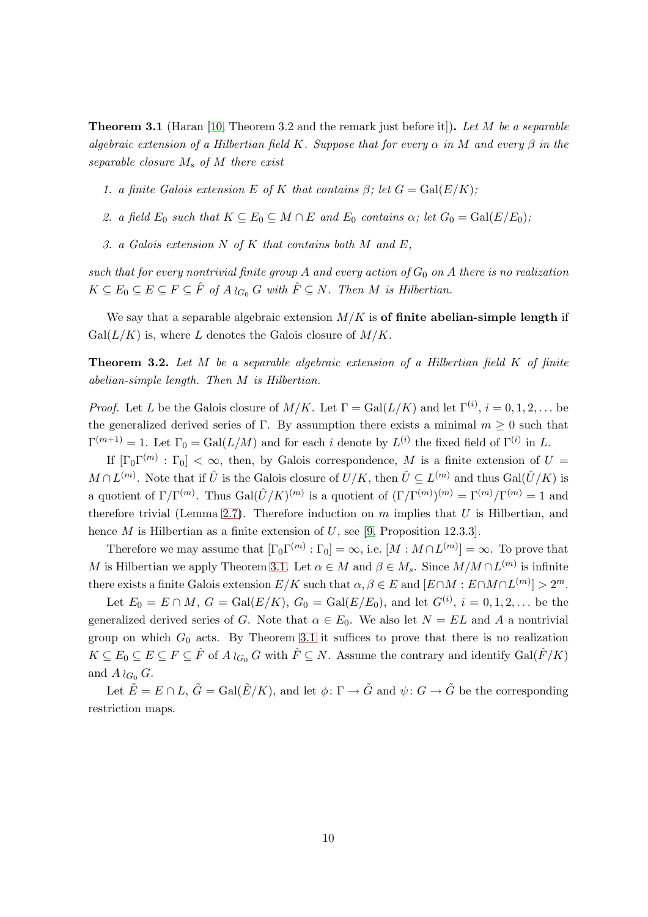**Theorem 3.1** (Haran [10, Theorem 3.2 and the remark just before it]). *Let $M$ be a separable algebraic extension of a Hilbertian field $K$. Suppose that for every $\alpha$ in $M$ and every $\beta$ in the separable closure $M_s$ of $M$ there exist*

1. *a finite Galois extension $E$ of $K$ that contains $\beta$; let $G = \mathrm{Gal}(E/K)$;*
2. *a field $E_0$ such that $K \subseteq E_0 \subseteq M \cap E$ and $E_0$ contains $\alpha$; let $G_0 = \mathrm{Gal}(E/E_0)$;*
3. *a Galois extension $N$ of $K$ that contains both $M$ and $E$,*

*such that for every nontrivial finite group $A$ and every action of $G_0$ on $A$ there is no realization $K \subseteq E_0 \subseteq E \subseteq F \subseteq \hat{F}$ of $A \wr_{G_0} G$ with $\hat{F} \subseteq N$. Then $M$ is Hilbertian.*

We say that a separable algebraic extension $M/K$ is **of finite abelian-simple length** if $\mathrm{Gal}(L/K)$ is, where $L$ denotes the Galois closure of $M/K$.

**Theorem 3.2.** *Let $M$ be a separable algebraic extension of a Hilbertian field $K$ of finite abelian-simple length. Then $M$ is Hilbertian.*

*Proof.* Let $L$ be the Galois closure of $M/K$. Let $\Gamma = \mathrm{Gal}(L/K)$ and let $\Gamma^{(i)}$, $i = 0, 1, 2, \dots$ be the generalized derived series of $\Gamma$. By assumption there exists a minimal $m \geq 0$ such that $\Gamma^{(m+1)} = 1$. Let $\Gamma_0 = \mathrm{Gal}(L/M)$ and for each $i$ denote by $L^{(i)}$ the fixed field of $\Gamma^{(i)}$ in $L$.

If $[\Gamma_0\Gamma^{(m)} : \Gamma_0] < \infty$, then, by Galois correspondence, $M$ is a finite extension of $U = M \cap L^{(m)}$. Note that if $\hat{U}$ is the Galois closure of $U/K$, then $\hat{U} \subseteq L^{(m)}$ and thus $\mathrm{Gal}(\hat{U}/K)$ is a quotient of $\Gamma/\Gamma^{(m)}$. Thus $\mathrm{Gal}(\hat{U}/K)^{(m)}$ is a quotient of $(\Gamma/\Gamma^{(m)})^{(m)} = \Gamma^{(m)}/\Gamma^{(m)} = 1$ and therefore trivial (Lemma 2.7). Therefore induction on $m$ implies that $U$ is Hilbertian, and hence $M$ is Hilbertian as a finite extension of $U$, see [9, Proposition 12.3.3].

Therefore we may assume that $[\Gamma_0\Gamma^{(m)} : \Gamma_0] = \infty$, i.e. $[M : M \cap L^{(m)}] = \infty$. To prove that $M$ is Hilbertian we apply Theorem 3.1. Let $\alpha \in M$ and $\beta \in M_s$. Since $M/M \cap L^{(m)}$ is infinite there exists a finite Galois extension $E/K$ such that $\alpha, \beta \in E$ and $[E \cap M : E \cap M \cap L^{(m)}] > 2^m$.

Let $E_0 = E \cap M$, $G = \mathrm{Gal}(E/K)$, $G_0 = \mathrm{Gal}(E/E_0)$, and let $G^{(i)}$, $i = 0, 1, 2, \dots$ be the generalized derived series of $G$. Note that $\alpha \in E_0$. We also let $N = EL$ and $A$ a nontrivial group on which $G_0$ acts. By Theorem 3.1 it suffices to prove that there is no realization $K \subseteq E_0 \subseteq E \subseteq F \subseteq \hat{F}$ of $A \wr_{G_0} G$ with $\hat{F} \subseteq N$. Assume the contrary and identify $\mathrm{Gal}(\hat{F}/K)$ and $A \wr_{G_0} G$.

Let $\tilde{E} = E \cap L$, $\tilde{G} = \mathrm{Gal}(\tilde{E}/K)$, and let $\phi \colon \Gamma \to \tilde{G}$ and $\psi \colon G \to \tilde{G}$ be the corresponding restriction maps.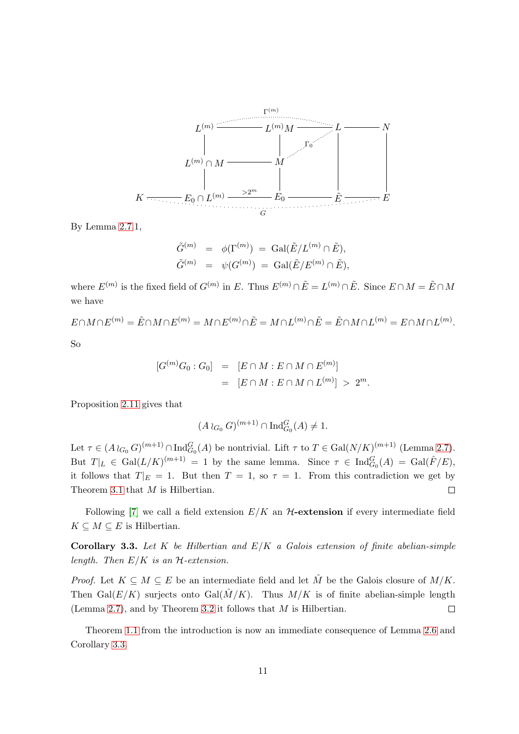$$
\begin{array}{ccccccccc}
 & & L^{(m)} & \text{———} & L^{(m)}M & \text{———} & L & \text{———} & N \\
 & & | & & | & \overset{\Gamma_0}{\cdots} & | & & | \\
 & & L^{(m)} \cap M & \text{———} & M & & | & & | \\
 & & | & & | & & | & & | \\
K & \text{———} & E_0 \cap L^{(m)} & \overset{>2^m}{\text{———}} & E_0 & \text{———} & \tilde{E} & \text{———} & E
\end{array}
$$

(Dotted arc labeled $\Gamma^{(m)}$ from $L^{(m)}$ to $L$; dotted arc labeled $\Gamma_0$ from $M$ to $L$; dotted arc labeled $G$ from $K$ to $E$.)

By Lemma 2.7 1,

$$
\begin{aligned}
\tilde{G}^{(m)} &= \phi(\Gamma^{(m)}) = \mathrm{Gal}(\tilde{E}/L^{(m)} \cap \tilde{E}), \\
\tilde{G}^{(m)} &= \psi(G^{(m)}) = \mathrm{Gal}(\tilde{E}/E^{(m)} \cap \tilde{E}),
\end{aligned}
$$

where $E^{(m)}$ is the fixed field of $G^{(m)}$ in $E$. Thus $E^{(m)} \cap \tilde{E} = L^{(m)} \cap \tilde{E}$. Since $E \cap M = \tilde{E} \cap M$ we have

$$
E \cap M \cap E^{(m)} = \tilde{E} \cap M \cap E^{(m)} = M \cap E^{(m)} \cap \tilde{E} = M \cap L^{(m)} \cap \tilde{E} = \tilde{E} \cap M \cap L^{(m)} = E \cap M \cap L^{(m)}.
$$

So

$$
\begin{aligned}
[G^{(m)}G_0 : G_0] &= [E \cap M : E \cap M \cap E^{(m)}] \\
&= [E \cap M : E \cap M \cap L^{(m)}] > 2^m.
\end{aligned}
$$

Proposition 2.11 gives that

$$
(A \wr_{G_0} G)^{(m+1)} \cap \mathrm{Ind}_{G_0}^{G}(A) \neq 1.
$$

Let $\tau \in (A \wr_{G_0} G)^{(m+1)} \cap \mathrm{Ind}_{G_0}^{G}(A)$ be nontrivial. Lift $\tau$ to $T \in \mathrm{Gal}(N/K)^{(m+1)}$ (Lemma 2.7). But $T|_L \in \mathrm{Gal}(L/K)^{(m+1)} = 1$ by the same lemma. Since $\tau \in \mathrm{Ind}_{G_0}^{G}(A) = \mathrm{Gal}(\hat{F}/E)$, it follows that $T|_E = 1$. But then $T = 1$, so $\tau = 1$. From this contradiction we get by Theorem 3.1 that $M$ is Hilbertian. $\square$

Following [7] we call a field extension $E/K$ an **$\mathcal{H}$-extension** if every intermediate field $K \subseteq M \subseteq E$ is Hilbertian.

**Corollary 3.3.** *Let $K$ be Hilbertian and $E/K$ a Galois extension of finite abelian-simple length. Then $E/K$ is an $\mathcal{H}$-extension.*

*Proof.* Let $K \subseteq M \subseteq E$ be an intermediate field and let $\hat{M}$ be the Galois closure of $M/K$. Then $\mathrm{Gal}(E/K)$ surjects onto $\mathrm{Gal}(\hat{M}/K)$. Thus $M/K$ is of finite abelian-simple length (Lemma 2.7), and by Theorem 3.2 it follows that $M$ is Hilbertian. $\square$

Theorem 1.1 from the introduction is now an immediate consequence of Lemma 2.6 and Corollary 3.3.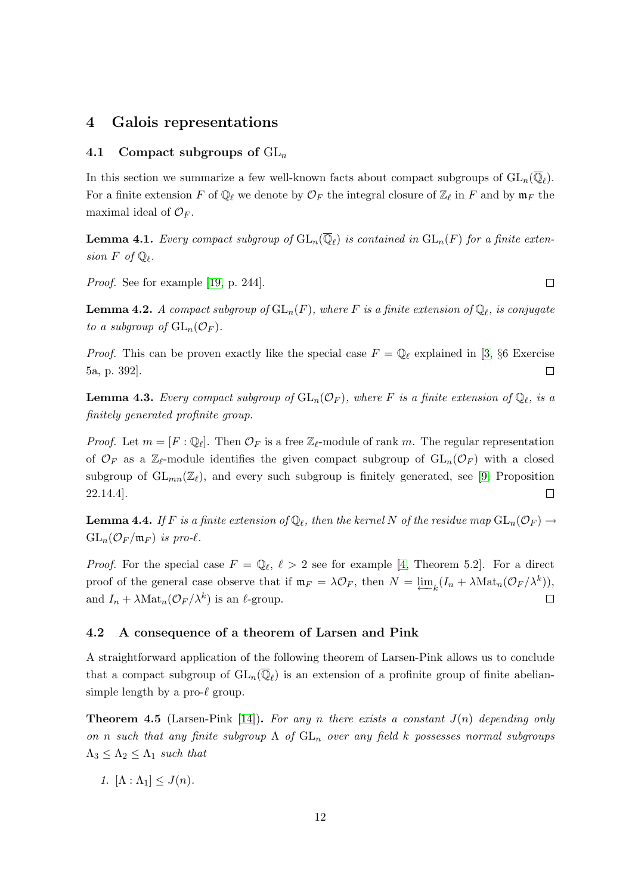# 4 Galois representations

## 4.1 Compact subgroups of $\mathrm{GL}_n$

In this section we summarize a few well-known facts about compact subgroups of $\mathrm{GL}_n(\overline{\mathbb{Q}}_\ell)$. For a finite extension $F$ of $\mathbb{Q}_\ell$ we denote by $\mathcal{O}_F$ the integral closure of $\mathbb{Z}_\ell$ in $F$ and by $\mathfrak{m}_F$ the maximal ideal of $\mathcal{O}_F$.

**Lemma 4.1.** *Every compact subgroup of $\mathrm{GL}_n(\overline{\mathbb{Q}}_\ell)$ is contained in $\mathrm{GL}_n(F)$ for a finite extension $F$ of $\mathbb{Q}_\ell$.*

*Proof.* See for example [19, p. 244]. $\square$

**Lemma 4.2.** *A compact subgroup of $\mathrm{GL}_n(F)$, where $F$ is a finite extension of $\mathbb{Q}_\ell$, is conjugate to a subgroup of $\mathrm{GL}_n(\mathcal{O}_F)$.*

*Proof.* This can be proven exactly like the special case $F = \mathbb{Q}_\ell$ explained in [3, §6 Exercise 5a, p. 392]. $\square$

**Lemma 4.3.** *Every compact subgroup of $\mathrm{GL}_n(\mathcal{O}_F)$, where $F$ is a finite extension of $\mathbb{Q}_\ell$, is a finitely generated profinite group.*

*Proof.* Let $m = [F : \mathbb{Q}_\ell]$. Then $\mathcal{O}_F$ is a free $\mathbb{Z}_\ell$-module of rank $m$. The regular representation of $\mathcal{O}_F$ as a $\mathbb{Z}_\ell$-module identifies the given compact subgroup of $\mathrm{GL}_n(\mathcal{O}_F)$ with a closed subgroup of $\mathrm{GL}_{mn}(\mathbb{Z}_\ell)$, and every such subgroup is finitely generated, see [9, Proposition 22.14.4]. $\square$

**Lemma 4.4.** *If $F$ is a finite extension of $\mathbb{Q}_\ell$, then the kernel $N$ of the residue map $\mathrm{GL}_n(\mathcal{O}_F) \to \mathrm{GL}_n(\mathcal{O}_F/\mathfrak{m}_F)$ is pro-$\ell$.*

*Proof.* For the special case $F = \mathbb{Q}_\ell$, $\ell > 2$ see for example [4, Theorem 5.2]. For a direct proof of the general case observe that if $\mathfrak{m}_F = \lambda\mathcal{O}_F$, then $N = \varprojlim_k (I_n + \lambda \mathrm{Mat}_n(\mathcal{O}_F/\lambda^k))$, and $I_n + \lambda \mathrm{Mat}_n(\mathcal{O}_F/\lambda^k)$ is an $\ell$-group. $\square$

## 4.2 A consequence of a theorem of Larsen and Pink

A straightforward application of the following theorem of Larsen-Pink allows us to conclude that a compact subgroup of $\mathrm{GL}_n(\overline{\mathbb{Q}}_\ell)$ is an extension of a profinite group of finite abelian-simple length by a pro-$\ell$ group.

**Theorem 4.5** (Larsen-Pink [14])**.** *For any $n$ there exists a constant $J(n)$ depending only on $n$ such that any finite subgroup $\Lambda$ of $\mathrm{GL}_n$ over any field $k$ possesses normal subgroups $\Lambda_3 \leq \Lambda_2 \leq \Lambda_1$ such that*

1. *$[\Lambda : \Lambda_1] \leq J(n)$.*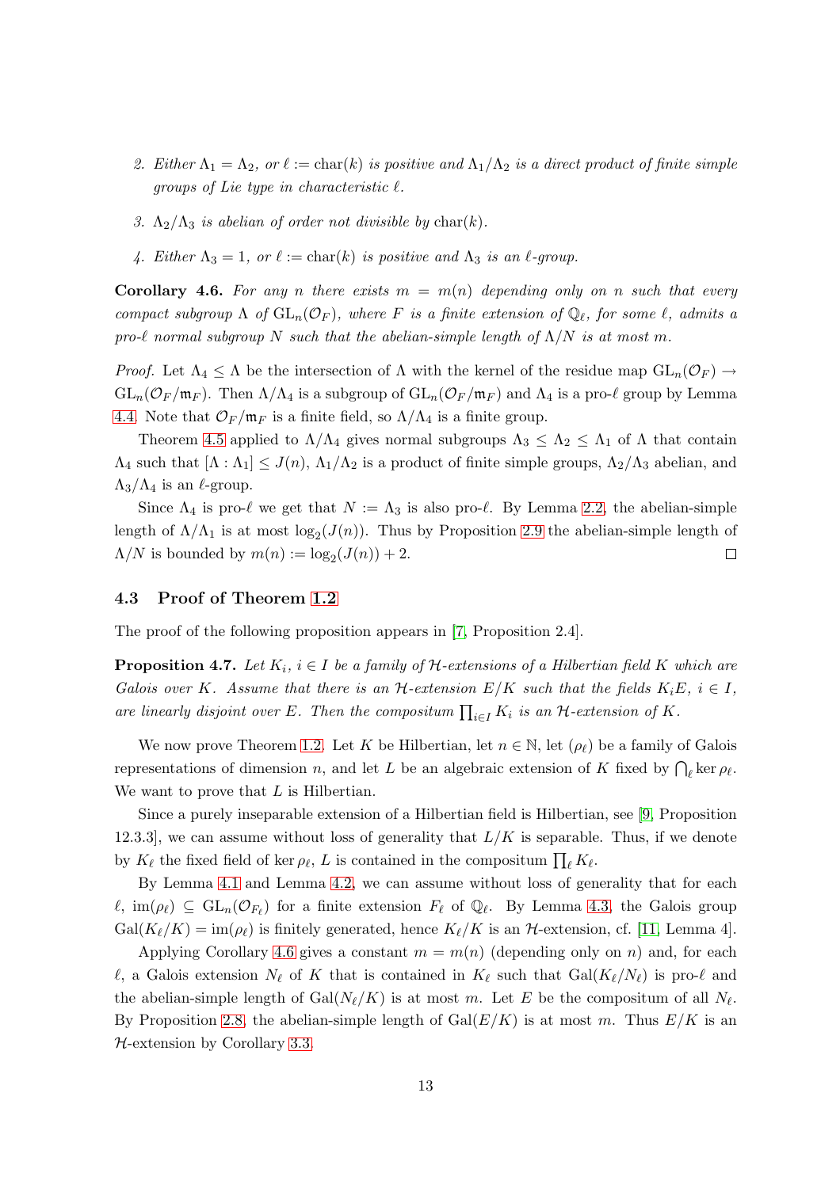2. *Either $\Lambda_1 = \Lambda_2$, or $\ell := \mathrm{char}(k)$ is positive and $\Lambda_1/\Lambda_2$ is a direct product of finite simple groups of Lie type in characteristic $\ell$.*

3. *$\Lambda_2/\Lambda_3$ is abelian of order not divisible by $\mathrm{char}(k)$.*

4. *Either $\Lambda_3 = 1$, or $\ell := \mathrm{char}(k)$ is positive and $\Lambda_3$ is an $\ell$-group.*

**Corollary 4.6.** *For any $n$ there exists $m = m(n)$ depending only on $n$ such that every compact subgroup $\Lambda$ of $\mathrm{GL}_n(\mathcal{O}_F)$, where $F$ is a finite extension of $\mathbb{Q}_\ell$, for some $\ell$, admits a pro-$\ell$ normal subgroup $N$ such that the abelian-simple length of $\Lambda/N$ is at most $m$.*

*Proof.* Let $\Lambda_4 \leq \Lambda$ be the intersection of $\Lambda$ with the kernel of the residue map $\mathrm{GL}_n(\mathcal{O}_F) \to \mathrm{GL}_n(\mathcal{O}_F/\mathfrak{m}_F)$. Then $\Lambda/\Lambda_4$ is a subgroup of $\mathrm{GL}_n(\mathcal{O}_F/\mathfrak{m}_F)$ and $\Lambda_4$ is a pro-$\ell$ group by Lemma 4.4. Note that $\mathcal{O}_F/\mathfrak{m}_F$ is a finite field, so $\Lambda/\Lambda_4$ is a finite group.

Theorem 4.5 applied to $\Lambda/\Lambda_4$ gives normal subgroups $\Lambda_3 \leq \Lambda_2 \leq \Lambda_1$ of $\Lambda$ that contain $\Lambda_4$ such that $[\Lambda : \Lambda_1] \leq J(n)$, $\Lambda_1/\Lambda_2$ is a product of finite simple groups, $\Lambda_2/\Lambda_3$ abelian, and $\Lambda_3/\Lambda_4$ is an $\ell$-group.

Since $\Lambda_4$ is pro-$\ell$ we get that $N := \Lambda_3$ is also pro-$\ell$. By Lemma 2.2, the abelian-simple length of $\Lambda/\Lambda_1$ is at most $\log_2(J(n))$. Thus by Proposition 2.9 the abelian-simple length of $\Lambda/N$ is bounded by $m(n) := \log_2(J(n)) + 2$. $\square$

### 4.3 Proof of Theorem 1.2

The proof of the following proposition appears in [7, Proposition 2.4].

**Proposition 4.7.** *Let $K_i$, $i \in I$ be a family of $\mathcal{H}$-extensions of a Hilbertian field $K$ which are Galois over $K$. Assume that there is an $\mathcal{H}$-extension $E/K$ such that the fields $K_iE$, $i \in I$, are linearly disjoint over $E$. Then the compositum $\prod_{i\in I} K_i$ is an $\mathcal{H}$-extension of $K$.*

We now prove Theorem 1.2. Let $K$ be Hilbertian, let $n \in \mathbb{N}$, let $(\rho_\ell)$ be a family of Galois representations of dimension $n$, and let $L$ be an algebraic extension of $K$ fixed by $\bigcap_\ell \ker \rho_\ell$. We want to prove that $L$ is Hilbertian.

Since a purely inseparable extension of a Hilbertian field is Hilbertian, see [9, Proposition 12.3.3], we can assume without loss of generality that $L/K$ is separable. Thus, if we denote by $K_\ell$ the fixed field of $\ker \rho_\ell$, $L$ is contained in the compositum $\prod_\ell K_\ell$.

By Lemma 4.1 and Lemma 4.2, we can assume without loss of generality that for each $\ell$, $\mathrm{im}(\rho_\ell) \subseteq \mathrm{GL}_n(\mathcal{O}_{F_\ell})$ for a finite extension $F_\ell$ of $\mathbb{Q}_\ell$. By Lemma 4.3, the Galois group $\mathrm{Gal}(K_\ell/K) = \mathrm{im}(\rho_\ell)$ is finitely generated, hence $K_\ell/K$ is an $\mathcal{H}$-extension, cf. [11, Lemma 4].

Applying Corollary 4.6 gives a constant $m = m(n)$ (depending only on $n$) and, for each $\ell$, a Galois extension $N_\ell$ of $K$ that is contained in $K_\ell$ such that $\mathrm{Gal}(K_\ell/N_\ell)$ is pro-$\ell$ and the abelian-simple length of $\mathrm{Gal}(N_\ell/K)$ is at most $m$. Let $E$ be the compositum of all $N_\ell$. By Proposition 2.8, the abelian-simple length of $\mathrm{Gal}(E/K)$ is at most $m$. Thus $E/K$ is an $\mathcal{H}$-extension by Corollary 3.3.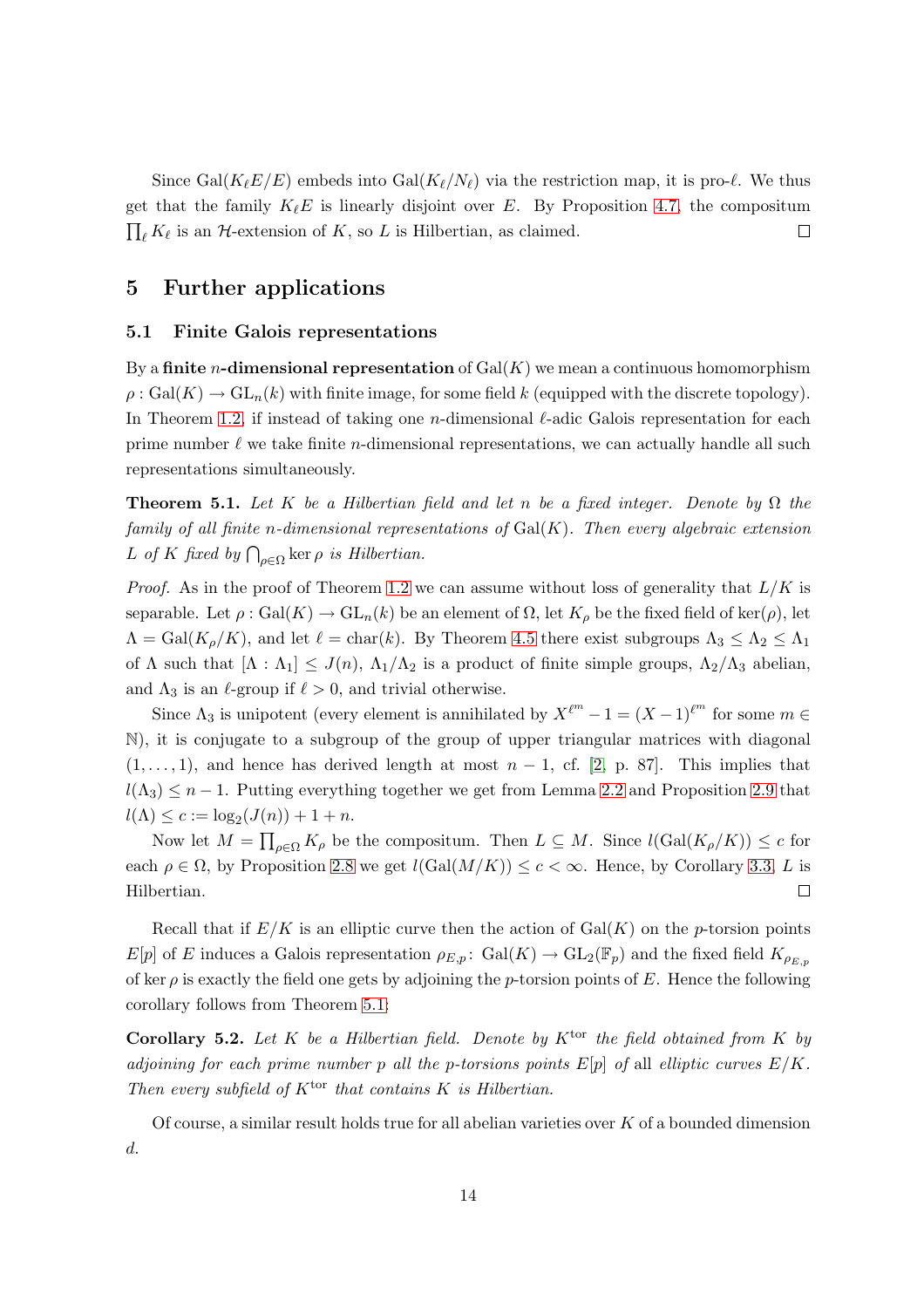Since $\mathrm{Gal}(K_\ell E/E)$ embeds into $\mathrm{Gal}(K_\ell/N_\ell)$ via the restriction map, it is pro-$\ell$. We thus get that the family $K_\ell E$ is linearly disjoint over $E$. By Proposition 4.7, the compositum $\prod_\ell K_\ell$ is an $\mathcal{H}$-extension of $K$, so $L$ is Hilbertian, as claimed. ◻

# 5 Further applications

## 5.1 Finite Galois representations

By a **finite $n$-dimensional representation** of $\mathrm{Gal}(K)$ we mean a continuous homomorphism $\rho : \mathrm{Gal}(K) \to \mathrm{GL}_n(k)$ with finite image, for some field $k$ (equipped with the discrete topology). In Theorem 1.2, if instead of taking one $n$-dimensional $\ell$-adic Galois representation for each prime number $\ell$ we take finite $n$-dimensional representations, we can actually handle all such representations simultaneously.

**Theorem 5.1.** *Let $K$ be a Hilbertian field and let $n$ be a fixed integer. Denote by $\Omega$ the family of all finite $n$-dimensional representations of $\mathrm{Gal}(K)$. Then every algebraic extension $L$ of $K$ fixed by $\bigcap_{\rho\in\Omega} \ker\rho$ is Hilbertian.*

*Proof.* As in the proof of Theorem 1.2 we can assume without loss of generality that $L/K$ is separable. Let $\rho : \mathrm{Gal}(K) \to \mathrm{GL}_n(k)$ be an element of $\Omega$, let $K_\rho$ be the fixed field of $\ker(\rho)$, let $\Lambda = \mathrm{Gal}(K_\rho/K)$, and let $\ell = \mathrm{char}(k)$. By Theorem 4.5 there exist subgroups $\Lambda_3 \le \Lambda_2 \le \Lambda_1$ of $\Lambda$ such that $[\Lambda : \Lambda_1] \le J(n)$, $\Lambda_1/\Lambda_2$ is a product of finite simple groups, $\Lambda_2/\Lambda_3$ abelian, and $\Lambda_3$ is an $\ell$-group if $\ell > 0$, and trivial otherwise.

Since $\Lambda_3$ is unipotent (every element is annihilated by $X^{\ell^m} - 1 = (X-1)^{\ell^m}$ for some $m \in \mathbb{N}$), it is conjugate to a subgroup of the group of upper triangular matrices with diagonal $(1, \dots, 1)$, and hence has derived length at most $n-1$, cf. [2, p. 87]. This implies that $l(\Lambda_3) \le n-1$. Putting everything together we get from Lemma 2.2 and Proposition 2.9 that $l(\Lambda) \le c := \log_2(J(n)) + 1 + n$.

Now let $M = \prod_{\rho\in\Omega} K_\rho$ be the compositum. Then $L \subseteq M$. Since $l(\mathrm{Gal}(K_\rho/K)) \le c$ for each $\rho \in \Omega$, by Proposition 2.8 we get $l(\mathrm{Gal}(M/K)) \le c < \infty$. Hence, by Corollary 3.3, $L$ is Hilbertian. ◻

Recall that if $E/K$ is an elliptic curve then the action of $\mathrm{Gal}(K)$ on the $p$-torsion points $E[p]$ of $E$ induces a Galois representation $\rho_{E,p} \colon \mathrm{Gal}(K) \to \mathrm{GL}_2(\mathbb{F}_p)$ and the fixed field $K_{\rho_{E,p}}$ of $\ker\rho$ is exactly the field one gets by adjoining the $p$-torsion points of $E$. Hence the following corollary follows from Theorem 5.1:

**Corollary 5.2.** *Let $K$ be a Hilbertian field. Denote by $K^{\mathrm{tor}}$ the field obtained from $K$ by adjoining for each prime number $p$ all the $p$-torsions points $E[p]$ of* all *elliptic curves $E/K$. Then every subfield of $K^{\mathrm{tor}}$ that contains $K$ is Hilbertian.*

Of course, a similar result holds true for all abelian varieties over $K$ of a bounded dimension $d$.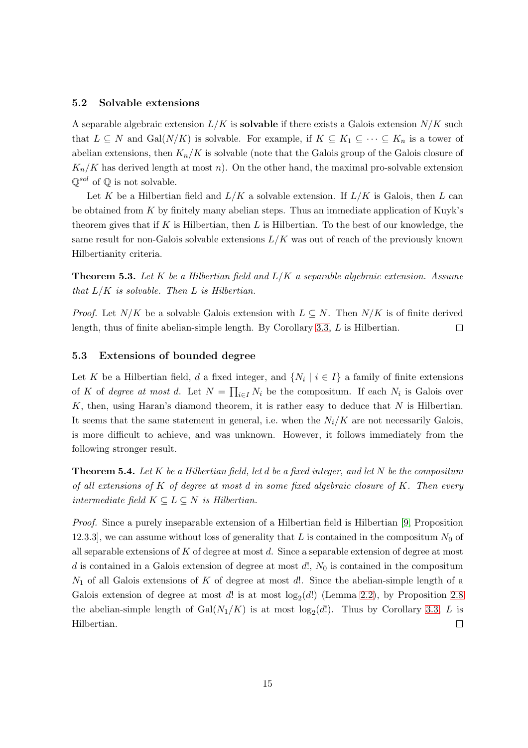### 5.2 Solvable extensions

A separable algebraic extension $L/K$ is **solvable** if there exists a Galois extension $N/K$ such that $L \subseteq N$ and $\mathrm{Gal}(N/K)$ is solvable. For example, if $K \subseteq K_1 \subseteq \cdots \subseteq K_n$ is a tower of abelian extensions, then $K_n/K$ is solvable (note that the Galois group of the Galois closure of $K_n/K$ has derived length at most $n$). On the other hand, the maximal pro-solvable extension $\mathbb{Q}^{sol}$ of $\mathbb{Q}$ is not solvable.

Let $K$ be a Hilbertian field and $L/K$ a solvable extension. If $L/K$ is Galois, then $L$ can be obtained from $K$ by finitely many abelian steps. Thus an immediate application of Kuyk's theorem gives that if $K$ is Hilbertian, then $L$ is Hilbertian. To the best of our knowledge, the same result for non-Galois solvable extensions $L/K$ was out of reach of the previously known Hilbertianity criteria.

**Theorem 5.3.** *Let $K$ be a Hilbertian field and $L/K$ a separable algebraic extension. Assume that $L/K$ is solvable. Then $L$ is Hilbertian.*

*Proof.* Let $N/K$ be a solvable Galois extension with $L \subseteq N$. Then $N/K$ is of finite derived length, thus of finite abelian-simple length. By Corollary 3.3, $L$ is Hilbertian. □

### 5.3 Extensions of bounded degree

Let $K$ be a Hilbertian field, $d$ a fixed integer, and $\{N_i \mid i \in I\}$ a family of finite extensions of $K$ of *degree at most* $d$. Let $N = \prod_{i \in I} N_i$ be the compositum. If each $N_i$ is Galois over $K$, then, using Haran's diamond theorem, it is rather easy to deduce that $N$ is Hilbertian. It seems that the same statement in general, i.e. when the $N_i/K$ are not necessarily Galois, is more difficult to achieve, and was unknown. However, it follows immediately from the following stronger result.

**Theorem 5.4.** *Let $K$ be a Hilbertian field, let $d$ be a fixed integer, and let $N$ be the compositum of all extensions of $K$ of degree at most $d$ in some fixed algebraic closure of $K$. Then every intermediate field $K \subseteq L \subseteq N$ is Hilbertian.*

*Proof.* Since a purely inseparable extension of a Hilbertian field is Hilbertian [9, Proposition 12.3.3], we can assume without loss of generality that $L$ is contained in the compositum $N_0$ of all separable extensions of $K$ of degree at most $d$. Since a separable extension of degree at most $d$ is contained in a Galois extension of degree at most $d!$, $N_0$ is contained in the compositum $N_1$ of all Galois extensions of $K$ of degree at most $d!$. Since the abelian-simple length of a Galois extension of degree at most $d!$ is at most $\log_2(d!)$ (Lemma 2.2), by Proposition 2.8 the abelian-simple length of $\mathrm{Gal}(N_1/K)$ is at most $\log_2(d!)$. Thus by Corollary 3.3, $L$ is Hilbertian. □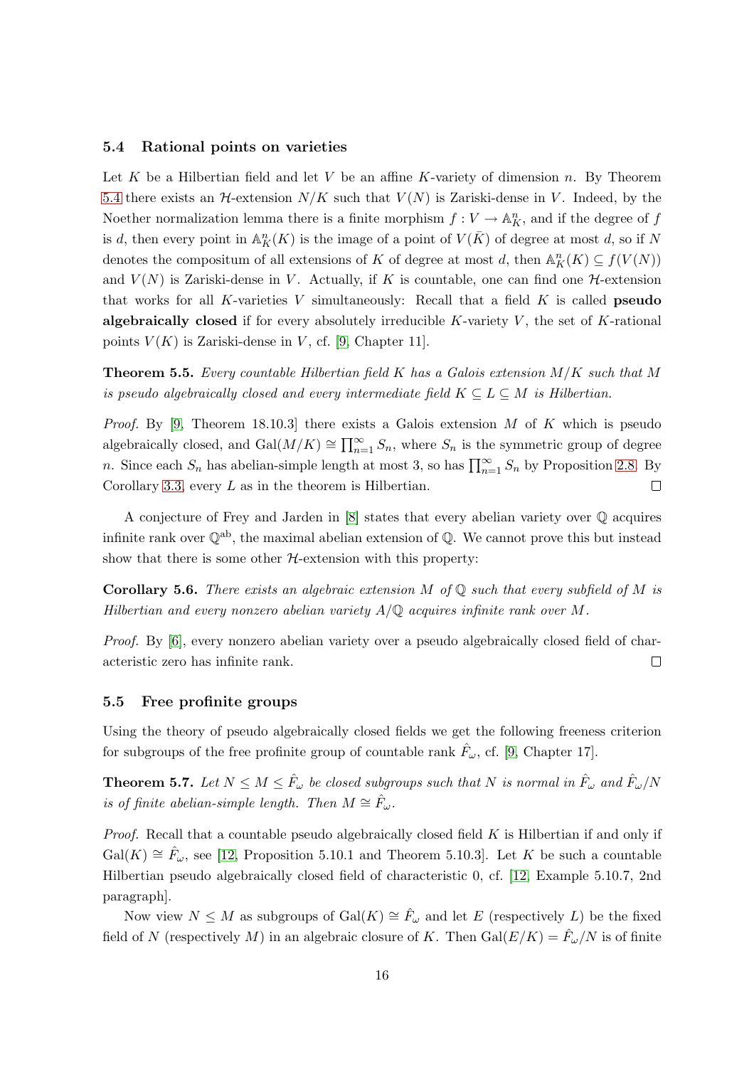### 5.4 Rational points on varieties

Let $K$ be a Hilbertian field and let $V$ be an affine $K$-variety of dimension $n$. By Theorem 5.4 there exists an $\mathcal{H}$-extension $N/K$ such that $V(N)$ is Zariski-dense in $V$. Indeed, by the Noether normalization lemma there is a finite morphism $f : V \to \mathbb{A}^n_K$, and if the degree of $f$ is $d$, then every point in $\mathbb{A}^n_K(K)$ is the image of a point of $V(\bar{K})$ of degree at most $d$, so if $N$ denotes the compositum of all extensions of $K$ of degree at most $d$, then $\mathbb{A}^n_K(K) \subseteq f(V(N))$ and $V(N)$ is Zariski-dense in $V$. Actually, if $K$ is countable, one can find one $\mathcal{H}$-extension that works for all $K$-varieties $V$ simultaneously: Recall that a field $K$ is called **pseudo algebraically closed** if for every absolutely irreducible $K$-variety $V$, the set of $K$-rational points $V(K)$ is Zariski-dense in $V$, cf. [9, Chapter 11].

**Theorem 5.5.** *Every countable Hilbertian field $K$ has a Galois extension $M/K$ such that $M$ is pseudo algebraically closed and every intermediate field $K \subseteq L \subseteq M$ is Hilbertian.*

*Proof.* By [9, Theorem 18.10.3] there exists a Galois extension $M$ of $K$ which is pseudo algebraically closed, and $\mathrm{Gal}(M/K) \cong \prod_{n=1}^{\infty} S_n$, where $S_n$ is the symmetric group of degree $n$. Since each $S_n$ has abelian-simple length at most 3, so has $\prod_{n=1}^{\infty} S_n$ by Proposition 2.8. By Corollary 3.3, every $L$ as in the theorem is Hilbertian. □

A conjecture of Frey and Jarden in [8] states that every abelian variety over $\mathbb{Q}$ acquires infinite rank over $\mathbb{Q}^{\mathrm{ab}}$, the maximal abelian extension of $\mathbb{Q}$. We cannot prove this but instead show that there is some other $\mathcal{H}$-extension with this property:

**Corollary 5.6.** *There exists an algebraic extension $M$ of $\mathbb{Q}$ such that every subfield of $M$ is Hilbertian and every nonzero abelian variety $A/\mathbb{Q}$ acquires infinite rank over $M$.*

*Proof.* By [6], every nonzero abelian variety over a pseudo algebraically closed field of characteristic zero has infinite rank. □

### 5.5 Free profinite groups

Using the theory of pseudo algebraically closed fields we get the following freeness criterion for subgroups of the free profinite group of countable rank $\hat{F}_\omega$, cf. [9, Chapter 17].

**Theorem 5.7.** *Let $N \leq M \leq \hat{F}_\omega$ be closed subgroups such that $N$ is normal in $\hat{F}_\omega$ and $\hat{F}_\omega/N$ is of finite abelian-simple length. Then $M \cong \hat{F}_\omega$.*

*Proof.* Recall that a countable pseudo algebraically closed field $K$ is Hilbertian if and only if $\mathrm{Gal}(K) \cong \hat{F}_\omega$, see [12, Proposition 5.10.1 and Theorem 5.10.3]. Let $K$ be such a countable Hilbertian pseudo algebraically closed field of characteristic 0, cf. [12, Example 5.10.7, 2nd paragraph].

Now view $N \leq M$ as subgroups of $\mathrm{Gal}(K) \cong \hat{F}_\omega$ and let $E$ (respectively $L$) be the fixed field of $N$ (respectively $M$) in an algebraic closure of $K$. Then $\mathrm{Gal}(E/K) = \hat{F}_\omega/N$ is of finite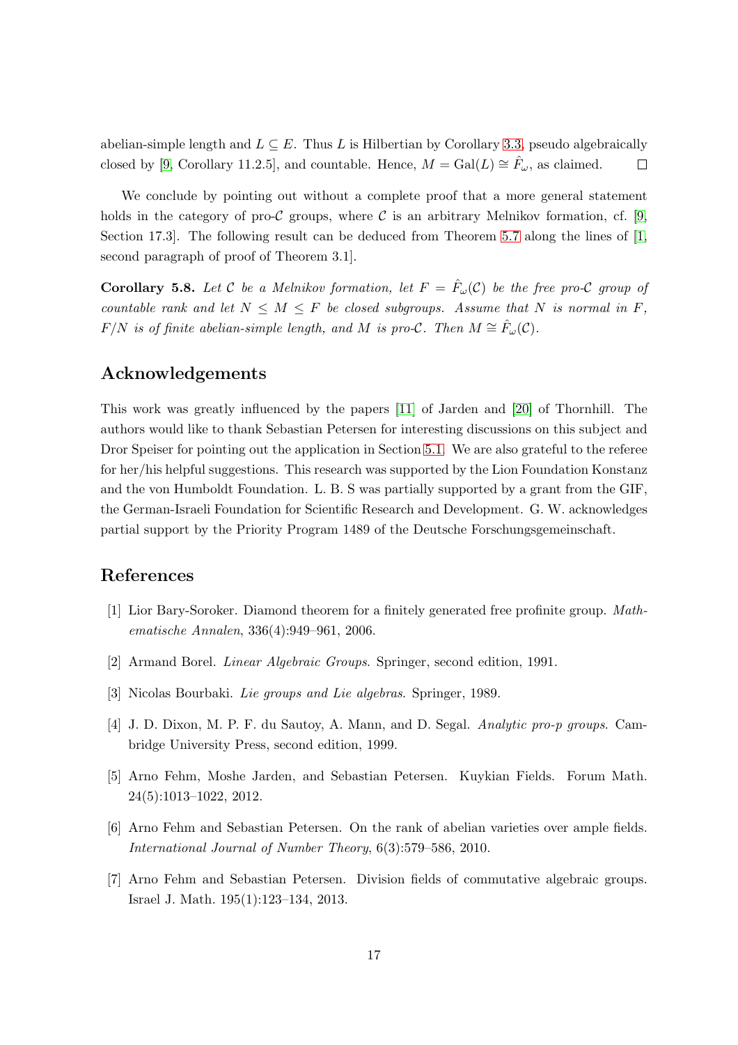abelian-simple length and $L \subseteq E$. Thus $L$ is Hilbertian by Corollary 3.3, pseudo algebraically closed by [9, Corollary 11.2.5], and countable. Hence, $M = \mathrm{Gal}(L) \cong \hat{F}_\omega$, as claimed. $\square$

We conclude by pointing out without a complete proof that a more general statement holds in the category of pro-$\mathcal{C}$ groups, where $\mathcal{C}$ is an arbitrary Melnikov formation, cf. [9, Section 17.3]. The following result can be deduced from Theorem 5.7 along the lines of [1, second paragraph of proof of Theorem 3.1].

**Corollary 5.8.** *Let $\mathcal{C}$ be a Melnikov formation, let $F = \hat{F}_\omega(\mathcal{C})$ be the free pro-$\mathcal{C}$ group of countable rank and let $N \leq M \leq F$ be closed subgroups. Assume that $N$ is normal in $F$, $F/N$ is of finite abelian-simple length, and $M$ is pro-$\mathcal{C}$. Then $M \cong \hat{F}_\omega(\mathcal{C})$.*

## Acknowledgements

This work was greatly influenced by the papers [11] of Jarden and [20] of Thornhill. The authors would like to thank Sebastian Petersen for interesting discussions on this subject and Dror Speiser for pointing out the application in Section 5.1. We are also grateful to the referee for her/his helpful suggestions. This research was supported by the Lion Foundation Konstanz and the von Humboldt Foundation. L. B. S was partially supported by a grant from the GIF, the German-Israeli Foundation for Scientific Research and Development. G. W. acknowledges partial support by the Priority Program 1489 of the Deutsche Forschungsgemeinschaft.

## References

[1] Lior Bary-Soroker. Diamond theorem for a finitely generated free profinite group. *Mathematische Annalen*, 336(4):949–961, 2006.

[2] Armand Borel. *Linear Algebraic Groups*. Springer, second edition, 1991.

[3] Nicolas Bourbaki. *Lie groups and Lie algebras*. Springer, 1989.

[4] J. D. Dixon, M. P. F. du Sautoy, A. Mann, and D. Segal. *Analytic pro-p groups*. Cambridge University Press, second edition, 1999.

[5] Arno Fehm, Moshe Jarden, and Sebastian Petersen. Kuykian Fields. Forum Math. 24(5):1013–1022, 2012.

[6] Arno Fehm and Sebastian Petersen. On the rank of abelian varieties over ample fields. *International Journal of Number Theory*, 6(3):579–586, 2010.

[7] Arno Fehm and Sebastian Petersen. Division fields of commutative algebraic groups. Israel J. Math. 195(1):123–134, 2013.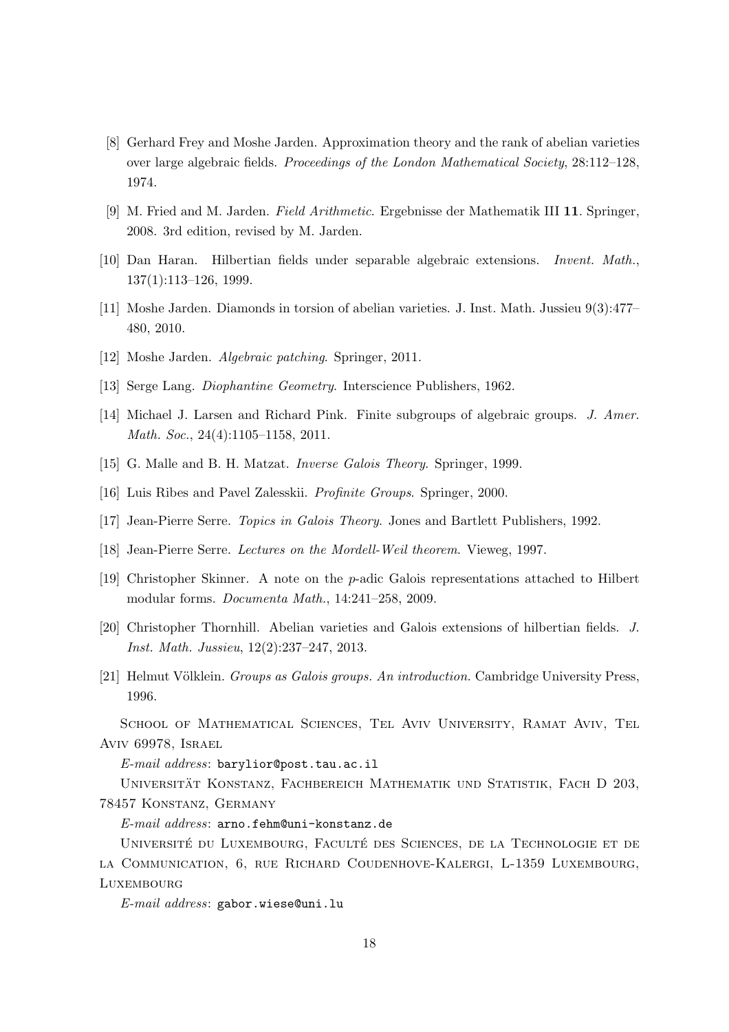[8] Gerhard Frey and Moshe Jarden. Approximation theory and the rank of abelian varieties over large algebraic fields. *Proceedings of the London Mathematical Society*, 28:112–128, 1974.

[9] M. Fried and M. Jarden. *Field Arithmetic*. Ergebnisse der Mathematik III **11**. Springer, 2008. 3rd edition, revised by M. Jarden.

[10] Dan Haran. Hilbertian fields under separable algebraic extensions. *Invent. Math.*, 137(1):113–126, 1999.

[11] Moshe Jarden. Diamonds in torsion of abelian varieties. J. Inst. Math. Jussieu 9(3):477–480, 2010.

[12] Moshe Jarden. *Algebraic patching*. Springer, 2011.

[13] Serge Lang. *Diophantine Geometry*. Interscience Publishers, 1962.

[14] Michael J. Larsen and Richard Pink. Finite subgroups of algebraic groups. *J. Amer. Math. Soc.*, 24(4):1105–1158, 2011.

[15] G. Malle and B. H. Matzat. *Inverse Galois Theory*. Springer, 1999.

[16] Luis Ribes and Pavel Zalesskii. *Profinite Groups*. Springer, 2000.

[17] Jean-Pierre Serre. *Topics in Galois Theory*. Jones and Bartlett Publishers, 1992.

[18] Jean-Pierre Serre. *Lectures on the Mordell-Weil theorem*. Vieweg, 1997.

[19] Christopher Skinner. A note on the $p$-adic Galois representations attached to Hilbert modular forms. *Documenta Math.*, 14:241–258, 2009.

[20] Christopher Thornhill. Abelian varieties and Galois extensions of hilbertian fields. *J. Inst. Math. Jussieu*, 12(2):237–247, 2013.

[21] Helmut Völklein. *Groups as Galois groups. An introduction*. Cambridge University Press, 1996.

School of Mathematical Sciences, Tel Aviv University, Ramat Aviv, Tel Aviv 69978, Israel

*E-mail address*: `barylior@post.tau.ac.il`

Universität Konstanz, Fachbereich Mathematik und Statistik, Fach D 203, 78457 Konstanz, Germany

*E-mail address*: `arno.fehm@uni-konstanz.de`

Université du Luxembourg, Faculté des Sciences, de la Technologie et de la Communication, 6, rue Richard Coudenhove-Kalergi, L-1359 Luxembourg, Luxembourg

*E-mail address*: `gabor.wiese@uni.lu`